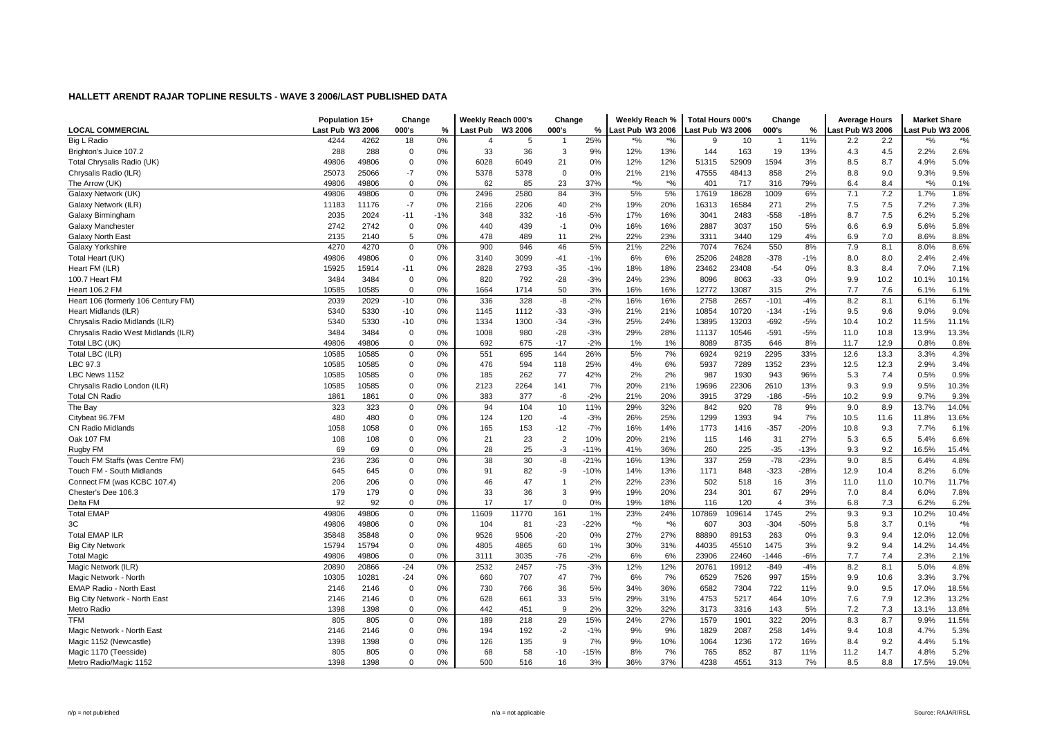## HALLETT ARENDT RAJAR TOPLINE RESULTS - WAVE 3 2006/LAST PUBLISHED DATA

| LOCAL COMMERCIAL | Population 15+ | | Change | | Weekly Reach 000's | | Change | | Weekly Reach % | | Total Hours 000's | | Change | | Average Hours | | Market Share | |
|---|---|---|---|---|---|---|---|---|---|---|---|---|---|---|---|---|---|---|
| | Last Pub | W3 2006 | 000's | % | Last Pub | W3 2006 | 000's | % | Last Pub | W3 2006 | Last Pub | W3 2006 | 000's | % | Last Pub | W3 2006 | Last Pub | W3 2006 |
| Big L Radio | 4244 | 4262 | 18 | 0% | 4 | 5 | 1 | 25% | *% | *% | 9 | 10 | 1 | 11% | 2.2 | 2.2 | *% | *% |
| Brighton's Juice 107.2 | 288 | 288 | 0 | 0% | 33 | 36 | 3 | 9% | 12% | 13% | 144 | 163 | 19 | 13% | 4.3 | 4.5 | 2.2% | 2.6% |
| Total Chrysalis Radio (UK) | 49806 | 49806 | 0 | 0% | 6028 | 6049 | 21 | 0% | 12% | 12% | 51315 | 52909 | 1594 | 3% | 8.5 | 8.7 | 4.9% | 5.0% |
| Chrysalis Radio (ILR) | 25073 | 25066 | -7 | 0% | 5378 | 5378 | 0 | 0% | 21% | 21% | 47555 | 48413 | 858 | 2% | 8.8 | 9.0 | 9.3% | 9.5% |
| The Arrow (UK) | 49806 | 49806 | 0 | 0% | 62 | 85 | 23 | 37% | *% | *% | 401 | 717 | 316 | 79% | 6.4 | 8.4 | *% | 0.1% |
| Galaxy Network (UK) | 49806 | 49806 | 0 | 0% | 2496 | 2580 | 84 | 3% | 5% | 5% | 17619 | 18628 | 1009 | 6% | 7.1 | 7.2 | 1.7% | 1.8% |
| Galaxy Network (ILR) | 11183 | 11176 | -7 | 0% | 2166 | 2206 | 40 | 2% | 19% | 20% | 16313 | 16584 | 271 | 2% | 7.5 | 7.5 | 7.2% | 7.3% |
| Galaxy Birmingham | 2035 | 2024 | -11 | -1% | 348 | 332 | -16 | -5% | 17% | 16% | 3041 | 2483 | -558 | -18% | 8.7 | 7.5 | 6.2% | 5.2% |
| Galaxy Manchester | 2742 | 2742 | 0 | 0% | 440 | 439 | -1 | 0% | 16% | 16% | 2887 | 3037 | 150 | 5% | 6.6 | 6.9 | 5.6% | 5.8% |
| Galaxy North East | 2135 | 2140 | 5 | 0% | 478 | 489 | 11 | 2% | 22% | 23% | 3311 | 3440 | 129 | 4% | 6.9 | 7.0 | 8.6% | 8.8% |
| Galaxy Yorkshire | 4270 | 4270 | 0 | 0% | 900 | 946 | 46 | 5% | 21% | 22% | 7074 | 7624 | 550 | 8% | 7.9 | 8.1 | 8.0% | 8.6% |
| Total Heart (UK) | 49806 | 49806 | 0 | 0% | 3140 | 3099 | -41 | -1% | 6% | 6% | 25206 | 24828 | -378 | -1% | 8.0 | 8.0 | 2.4% | 2.4% |
| Heart FM (ILR) | 15925 | 15914 | -11 | 0% | 2828 | 2793 | -35 | -1% | 18% | 18% | 23462 | 23408 | -54 | 0% | 8.3 | 8.4 | 7.0% | 7.1% |
| 100.7 Heart FM | 3484 | 3484 | 0 | 0% | 820 | 792 | -28 | -3% | 24% | 23% | 8096 | 8063 | -33 | 0% | 9.9 | 10.2 | 10.1% | 10.1% |
| Heart 106.2 FM | 10585 | 10585 | 0 | 0% | 1664 | 1714 | 50 | 3% | 16% | 16% | 12772 | 13087 | 315 | 2% | 7.7 | 7.6 | 6.1% | 6.1% |
| Heart 106 (formerly 106 Century FM) | 2039 | 2029 | -10 | 0% | 336 | 328 | -8 | -2% | 16% | 16% | 2758 | 2657 | -101 | -4% | 8.2 | 8.1 | 6.1% | 6.1% |
| Heart Midlands (ILR) | 5340 | 5330 | -10 | 0% | 1145 | 1112 | -33 | -3% | 21% | 21% | 10854 | 10720 | -134 | -1% | 9.5 | 9.6 | 9.0% | 9.0% |
| Chrysalis Radio Midlands (ILR) | 5340 | 5330 | -10 | 0% | 1334 | 1300 | -34 | -3% | 25% | 24% | 13895 | 13203 | -692 | -5% | 10.4 | 10.2 | 11.5% | 11.1% |
| Chrysalis Radio West Midlands (ILR) | 3484 | 3484 | 0 | 0% | 1008 | 980 | -28 | -3% | 29% | 28% | 11137 | 10546 | -591 | -5% | 11.0 | 10.8 | 13.9% | 13.3% |
| Total LBC (UK) | 49806 | 49806 | 0 | 0% | 692 | 675 | -17 | -2% | 1% | 1% | 8089 | 8735 | 646 | 8% | 11.7 | 12.9 | 0.8% | 0.8% |
| Total LBC (ILR) | 10585 | 10585 | 0 | 0% | 551 | 695 | 144 | 26% | 5% | 7% | 6924 | 9219 | 2295 | 33% | 12.6 | 13.3 | 3.3% | 4.3% |
| LBC 97.3 | 10585 | 10585 | 0 | 0% | 476 | 594 | 118 | 25% | 4% | 6% | 5937 | 7289 | 1352 | 23% | 12.5 | 12.3 | 2.9% | 3.4% |
| LBC News 1152 | 10585 | 10585 | 0 | 0% | 185 | 262 | 77 | 42% | 2% | 2% | 987 | 1930 | 943 | 96% | 5.3 | 7.4 | 0.5% | 0.9% |
| Chrysalis Radio London (ILR) | 10585 | 10585 | 0 | 0% | 2123 | 2264 | 141 | 7% | 20% | 21% | 19696 | 22306 | 2610 | 13% | 9.3 | 9.9 | 9.5% | 10.3% |
| Total CN Radio | 1861 | 1861 | 0 | 0% | 383 | 377 | -6 | -2% | 21% | 20% | 3915 | 3729 | -186 | -5% | 10.2 | 9.9 | 9.7% | 9.3% |
| The Bay | 323 | 323 | 0 | 0% | 94 | 104 | 10 | 11% | 29% | 32% | 842 | 920 | 78 | 9% | 9.0 | 8.9 | 13.7% | 14.0% |
| Citybeat 96.7FM | 480 | 480 | 0 | 0% | 124 | 120 | -4 | -3% | 26% | 25% | 1299 | 1393 | 94 | 7% | 10.5 | 11.6 | 11.8% | 13.6% |
| CN Radio Midlands | 1058 | 1058 | 0 | 0% | 165 | 153 | -12 | -7% | 16% | 14% | 1773 | 1416 | -357 | -20% | 10.8 | 9.3 | 7.7% | 6.1% |
| Oak 107 FM | 108 | 108 | 0 | 0% | 21 | 23 | 2 | 10% | 20% | 21% | 115 | 146 | 31 | 27% | 5.3 | 6.5 | 5.4% | 6.6% |
| Rugby FM | 69 | 69 | 0 | 0% | 28 | 25 | -3 | -11% | 41% | 36% | 260 | 225 | -35 | -13% | 9.3 | 9.2 | 16.5% | 15.4% |
| Touch FM Staffs (was Centre FM) | 236 | 236 | 0 | 0% | 38 | 30 | -8 | -21% | 16% | 13% | 337 | 259 | -78 | -23% | 9.0 | 8.5 | 6.4% | 4.8% |
| Touch FM - South Midlands | 645 | 645 | 0 | 0% | 91 | 82 | -9 | -10% | 14% | 13% | 1171 | 848 | -323 | -28% | 12.9 | 10.4 | 8.2% | 6.0% |
| Connect FM (was KCBC 107.4) | 206 | 206 | 0 | 0% | 46 | 47 | 1 | 2% | 22% | 23% | 502 | 518 | 16 | 3% | 11.0 | 11.0 | 10.7% | 11.7% |
| Chester's Dee 106.3 | 179 | 179 | 0 | 0% | 33 | 36 | 3 | 9% | 19% | 20% | 234 | 301 | 67 | 29% | 7.0 | 8.4 | 6.0% | 7.8% |
| Delta FM | 92 | 92 | 0 | 0% | 17 | 17 | 0 | 0% | 19% | 18% | 116 | 120 | 4 | 3% | 6.8 | 7.3 | 6.2% | 6.2% |
| Total EMAP | 49806 | 49806 | 0 | 0% | 11609 | 11770 | 161 | 1% | 23% | 24% | 107869 | 109614 | 1745 | 2% | 9.3 | 9.3 | 10.2% | 10.4% |
| 3C | 49806 | 49806 | 0 | 0% | 104 | 81 | -23 | -22% | *% | *% | 607 | 303 | -304 | -50% | 5.8 | 3.7 | 0.1% | *% |
| Total EMAP ILR | 35848 | 35848 | 0 | 0% | 9526 | 9506 | -20 | 0% | 27% | 27% | 88890 | 89153 | 263 | 0% | 9.3 | 9.4 | 12.0% | 12.0% |
| Big City Network | 15794 | 15794 | 0 | 0% | 4805 | 4865 | 60 | 1% | 30% | 31% | 44035 | 45510 | 1475 | 3% | 9.2 | 9.4 | 14.2% | 14.4% |
| Total Magic | 49806 | 49806 | 0 | 0% | 3111 | 3035 | -76 | -2% | 6% | 6% | 23906 | 22460 | -1446 | -6% | 7.7 | 7.4 | 2.3% | 2.1% |
| Magic Network (ILR) | 20890 | 20866 | -24 | 0% | 2532 | 2457 | -75 | -3% | 12% | 12% | 20761 | 19912 | -849 | -4% | 8.2 | 8.1 | 5.0% | 4.8% |
| Magic Network - North | 10305 | 10281 | -24 | 0% | 660 | 707 | 47 | 7% | 6% | 7% | 6529 | 7526 | 997 | 15% | 9.9 | 10.6 | 3.3% | 3.7% |
| EMAP Radio - North East | 2146 | 2146 | 0 | 0% | 730 | 766 | 36 | 5% | 34% | 36% | 6582 | 7304 | 722 | 11% | 9.0 | 9.5 | 17.0% | 18.5% |
| Big City Network - North East | 2146 | 2146 | 0 | 0% | 628 | 661 | 33 | 5% | 29% | 31% | 4753 | 5217 | 464 | 10% | 7.6 | 7.9 | 12.3% | 13.2% |
| Metro Radio | 1398 | 1398 | 0 | 0% | 442 | 451 | 9 | 2% | 32% | 32% | 3173 | 3316 | 143 | 5% | 7.2 | 7.3 | 13.1% | 13.8% |
| TFM | 805 | 805 | 0 | 0% | 189 | 218 | 29 | 15% | 24% | 27% | 1579 | 1901 | 322 | 20% | 8.3 | 8.7 | 9.9% | 11.5% |
| Magic Network - North East | 2146 | 2146 | 0 | 0% | 194 | 192 | -2 | -1% | 9% | 9% | 1829 | 2087 | 258 | 14% | 9.4 | 10.8 | 4.7% | 5.3% |
| Magic 1152 (Newcastle) | 1398 | 1398 | 0 | 0% | 126 | 135 | 9 | 7% | 9% | 10% | 1064 | 1236 | 172 | 16% | 8.4 | 9.2 | 4.4% | 5.1% |
| Magic 1170 (Teesside) | 805 | 805 | 0 | 0% | 68 | 58 | -10 | -15% | 8% | 7% | 765 | 852 | 87 | 11% | 11.2 | 14.7 | 4.8% | 5.2% |
| Metro Radio/Magic 1152 | 1398 | 1398 | 0 | 0% | 500 | 516 | 16 | 3% | 36% | 37% | 4238 | 4551 | 313 | 7% | 8.5 | 8.8 | 17.5% | 19.0% |

n/p = not published    n/a = not applicable    Source: RAJAR/RSL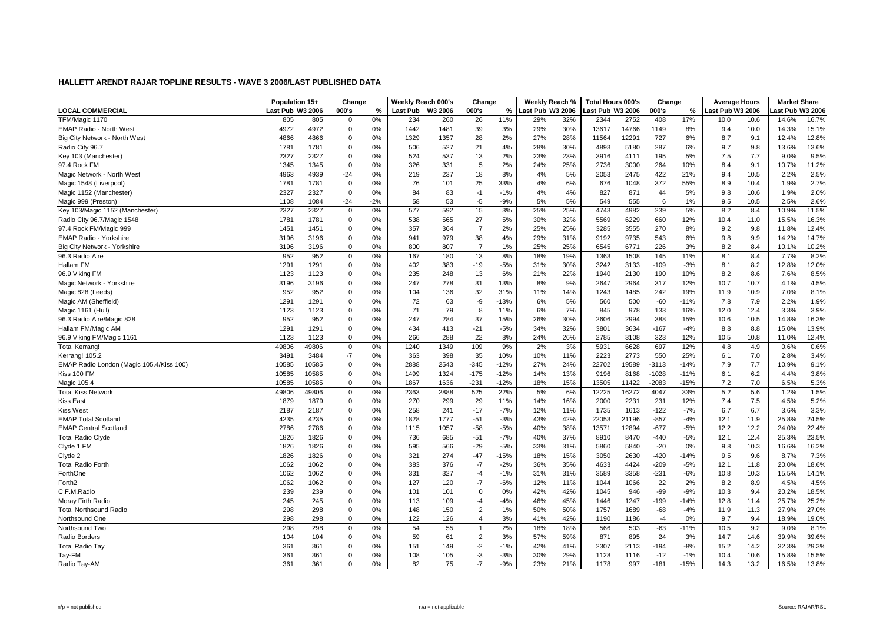## HALLETT ARENDT RAJAR TOPLINE RESULTS - WAVE 3 2006/LAST PUBLISHED DATA

| LOCAL COMMERCIAL | Population 15+ Last Pub | Population 15+ W3 2006 | Change 000's | Change % | Weekly Reach 000's Last Pub | Weekly Reach 000's W3 2006 | Change 000's | Change % | Weekly Reach % Last Pub | Weekly Reach % W3 2006 | Total Hours 000's Last Pub | Total Hours 000's W3 2006 | Change 000's | Change % | Average Hours Last Pub | Average Hours W3 2006 | Market Share Last Pub | Market Share W3 2006 |
|---|---|---|---|---|---|---|---|---|---|---|---|---|---|---|---|---|---|---|
| TFM/Magic 1170 | 805 | 805 | 0 | 0% | 234 | 260 | 26 | 11% | 29% | 32% | 2344 | 2752 | 408 | 17% | 10.0 | 10.6 | 14.6% | 16.7% |
| EMAP Radio - North West | 4972 | 4972 | 0 | 0% | 1442 | 1481 | 39 | 3% | 29% | 30% | 13617 | 14766 | 1149 | 8% | 9.4 | 10.0 | 14.3% | 15.1% |
| Big City Network - North West | 4866 | 4866 | 0 | 0% | 1329 | 1357 | 28 | 2% | 27% | 28% | 11564 | 12291 | 727 | 6% | 8.7 | 9.1 | 12.4% | 12.8% |
| Radio City 96.7 | 1781 | 1781 | 0 | 0% | 506 | 527 | 21 | 4% | 28% | 30% | 4893 | 5180 | 287 | 6% | 9.7 | 9.8 | 13.6% | 13.6% |
| Key 103 (Manchester) | 2327 | 2327 | 0 | 0% | 524 | 537 | 13 | 2% | 23% | 23% | 3916 | 4111 | 195 | 5% | 7.5 | 7.7 | 9.0% | 9.5% |
| 97.4 Rock FM | 1345 | 1345 | 0 | 0% | 326 | 331 | 5 | 2% | 24% | 25% | 2736 | 3000 | 264 | 10% | 8.4 | 9.1 | 10.7% | 11.2% |
| Magic Network - North West | 4963 | 4939 | -24 | 0% | 219 | 237 | 18 | 8% | 4% | 5% | 2053 | 2475 | 422 | 21% | 9.4 | 10.5 | 2.2% | 2.5% |
| Magic 1548 (Liverpool) | 1781 | 1781 | 0 | 0% | 76 | 101 | 25 | 33% | 4% | 6% | 676 | 1048 | 372 | 55% | 8.9 | 10.4 | 1.9% | 2.7% |
| Magic 1152 (Manchester) | 2327 | 2327 | 0 | 0% | 84 | 83 | -1 | -1% | 4% | 4% | 827 | 871 | 44 | 5% | 9.8 | 10.6 | 1.9% | 2.0% |
| Magic 999 (Preston) | 1108 | 1084 | -24 | -2% | 58 | 53 | -5 | -9% | 5% | 5% | 549 | 555 | 6 | 1% | 9.5 | 10.5 | 2.5% | 2.6% |
| Key 103/Magic 1152 (Manchester) | 2327 | 2327 | 0 | 0% | 577 | 592 | 15 | 3% | 25% | 25% | 4743 | 4982 | 239 | 5% | 8.2 | 8.4 | 10.9% | 11.5% |
| Radio City 96.7/Magic 1548 | 1781 | 1781 | 0 | 0% | 538 | 565 | 27 | 5% | 30% | 32% | 5569 | 6229 | 660 | 12% | 10.4 | 11.0 | 15.5% | 16.3% |
| 97.4 Rock FM/Magic 999 | 1451 | 1451 | 0 | 0% | 357 | 364 | 7 | 2% | 25% | 25% | 3285 | 3555 | 270 | 8% | 9.2 | 9.8 | 11.8% | 12.4% |
| EMAP Radio - Yorkshire | 3196 | 3196 | 0 | 0% | 941 | 979 | 38 | 4% | 29% | 31% | 9192 | 9735 | 543 | 6% | 9.8 | 9.9 | 14.2% | 14.7% |
| Big City Network - Yorkshire | 3196 | 3196 | 0 | 0% | 800 | 807 | 7 | 1% | 25% | 25% | 6545 | 6771 | 226 | 3% | 8.2 | 8.4 | 10.1% | 10.2% |
| 96.3 Radio Aire | 952 | 952 | 0 | 0% | 167 | 180 | 13 | 8% | 18% | 19% | 1363 | 1508 | 145 | 11% | 8.1 | 8.4 | 7.7% | 8.2% |
| Hallam FM | 1291 | 1291 | 0 | 0% | 402 | 383 | -19 | -5% | 31% | 30% | 3242 | 3133 | -109 | -3% | 8.1 | 8.2 | 12.8% | 12.0% |
| 96.9 Viking FM | 1123 | 1123 | 0 | 0% | 235 | 248 | 13 | 6% | 21% | 22% | 1940 | 2130 | 190 | 10% | 8.2 | 8.6 | 7.6% | 8.5% |
| Magic Network - Yorkshire | 3196 | 3196 | 0 | 0% | 247 | 278 | 31 | 13% | 8% | 9% | 2647 | 2964 | 317 | 12% | 10.7 | 10.7 | 4.1% | 4.5% |
| Magic 828 (Leeds) | 952 | 952 | 0 | 0% | 104 | 136 | 32 | 31% | 11% | 14% | 1243 | 1485 | 242 | 19% | 11.9 | 10.9 | 7.0% | 8.1% |
| Magic AM (Sheffield) | 1291 | 1291 | 0 | 0% | 72 | 63 | -9 | -13% | 6% | 5% | 560 | 500 | -60 | -11% | 7.8 | 7.9 | 2.2% | 1.9% |
| Magic 1161 (Hull) | 1123 | 1123 | 0 | 0% | 71 | 79 | 8 | 11% | 6% | 7% | 845 | 978 | 133 | 16% | 12.0 | 12.4 | 3.3% | 3.9% |
| 96.3 Radio Aire/Magic 828 | 952 | 952 | 0 | 0% | 247 | 284 | 37 | 15% | 26% | 30% | 2606 | 2994 | 388 | 15% | 10.6 | 10.5 | 14.8% | 16.3% |
| Hallam FM/Magic AM | 1291 | 1291 | 0 | 0% | 434 | 413 | -21 | -5% | 34% | 32% | 3801 | 3634 | -167 | -4% | 8.8 | 8.8 | 15.0% | 13.9% |
| 96.9 Viking FM/Magic 1161 | 1123 | 1123 | 0 | 0% | 266 | 288 | 22 | 8% | 24% | 26% | 2785 | 3108 | 323 | 12% | 10.5 | 10.8 | 11.0% | 12.4% |
| Total Kerrang! | 49806 | 49806 | 0 | 0% | 1240 | 1349 | 109 | 9% | 2% | 3% | 5931 | 6628 | 697 | 12% | 4.8 | 4.9 | 0.6% | 0.6% |
| Kerrang! 105.2 | 3491 | 3484 | -7 | 0% | 363 | 398 | 35 | 10% | 10% | 11% | 2223 | 2773 | 550 | 25% | 6.1 | 7.0 | 2.8% | 3.4% |
| EMAP Radio London (Magic 105.4/Kiss 100) | 10585 | 10585 | 0 | 0% | 2888 | 2543 | -345 | -12% | 27% | 24% | 22702 | 19589 | -3113 | -14% | 7.9 | 7.7 | 10.9% | 9.1% |
| Kiss 100 FM | 10585 | 10585 | 0 | 0% | 1499 | 1324 | -175 | -12% | 14% | 13% | 9196 | 8168 | -1028 | -11% | 6.1 | 6.2 | 4.4% | 3.8% |
| Magic 105.4 | 10585 | 10585 | 0 | 0% | 1867 | 1636 | -231 | -12% | 18% | 15% | 13505 | 11422 | -2083 | -15% | 7.2 | 7.0 | 6.5% | 5.3% |
| Total Kiss Network | 49806 | 49806 | 0 | 0% | 2363 | 2888 | 525 | 22% | 5% | 6% | 12225 | 16272 | 4047 | 33% | 5.2 | 5.6 | 1.2% | 1.5% |
| Kiss East | 1879 | 1879 | 0 | 0% | 270 | 299 | 29 | 11% | 14% | 16% | 2000 | 2231 | 231 | 12% | 7.4 | 7.5 | 4.5% | 5.2% |
| Kiss West | 2187 | 2187 | 0 | 0% | 258 | 241 | -17 | -7% | 12% | 11% | 1735 | 1613 | -122 | -7% | 6.7 | 6.7 | 3.6% | 3.3% |
| EMAP Total Scotland | 4235 | 4235 | 0 | 0% | 1828 | 1777 | -51 | -3% | 43% | 42% | 22053 | 21196 | -857 | -4% | 12.1 | 11.9 | 25.8% | 24.5% |
| EMAP Central Scotland | 2786 | 2786 | 0 | 0% | 1115 | 1057 | -58 | -5% | 40% | 38% | 13571 | 12894 | -677 | -5% | 12.2 | 12.2 | 24.0% | 22.4% |
| Total Radio Clyde | 1826 | 1826 | 0 | 0% | 736 | 685 | -51 | -7% | 40% | 37% | 8910 | 8470 | -440 | -5% | 12.1 | 12.4 | 25.3% | 23.5% |
| Clyde 1 FM | 1826 | 1826 | 0 | 0% | 595 | 566 | -29 | -5% | 33% | 31% | 5860 | 5840 | -20 | 0% | 9.8 | 10.3 | 16.6% | 16.2% |
| Clyde 2 | 1826 | 1826 | 0 | 0% | 321 | 274 | -47 | -15% | 18% | 15% | 3050 | 2630 | -420 | -14% | 9.5 | 9.6 | 8.7% | 7.3% |
| Total Radio Forth | 1062 | 1062 | 0 | 0% | 383 | 376 | -7 | -2% | 36% | 35% | 4633 | 4424 | -209 | -5% | 12.1 | 11.8 | 20.0% | 18.6% |
| ForthOne | 1062 | 1062 | 0 | 0% | 331 | 327 | -4 | -1% | 31% | 31% | 3589 | 3358 | -231 | -6% | 10.8 | 10.3 | 15.5% | 14.1% |
| Forth2 | 1062 | 1062 | 0 | 0% | 127 | 120 | -7 | -6% | 12% | 11% | 1044 | 1066 | 22 | 2% | 8.2 | 8.9 | 4.5% | 4.5% |
| C.F.M.Radio | 239 | 239 | 0 | 0% | 101 | 101 | 0 | 0% | 42% | 42% | 1045 | 946 | -99 | -9% | 10.3 | 9.4 | 20.2% | 18.5% |
| Moray Firth Radio | 245 | 245 | 0 | 0% | 113 | 109 | -4 | -4% | 46% | 45% | 1446 | 1247 | -199 | -14% | 12.8 | 11.4 | 25.7% | 25.2% |
| Total Northsound Radio | 298 | 298 | 0 | 0% | 148 | 150 | 2 | 1% | 50% | 50% | 1757 | 1689 | -68 | -4% | 11.9 | 11.3 | 27.9% | 27.0% |
| Northsound One | 298 | 298 | 0 | 0% | 122 | 126 | 4 | 3% | 41% | 42% | 1190 | 1186 | -4 | 0% | 9.7 | 9.4 | 18.9% | 19.0% |
| Northsound Two | 298 | 298 | 0 | 0% | 54 | 55 | 1 | 2% | 18% | 18% | 566 | 503 | -63 | -11% | 10.5 | 9.2 | 9.0% | 8.1% |
| Radio Borders | 104 | 104 | 0 | 0% | 59 | 61 | 2 | 3% | 57% | 59% | 871 | 895 | 24 | 3% | 14.7 | 14.6 | 39.9% | 39.6% |
| Total Radio Tay | 361 | 361 | 0 | 0% | 151 | 149 | -2 | -1% | 42% | 41% | 2307 | 2113 | -194 | -8% | 15.2 | 14.2 | 32.3% | 29.3% |
| Tay-FM | 361 | 361 | 0 | 0% | 108 | 105 | -3 | -3% | 30% | 29% | 1128 | 1116 | -12 | -1% | 10.4 | 10.6 | 15.8% | 15.5% |
| Radio Tay-AM | 361 | 361 | 0 | 0% | 82 | 75 | -7 | -9% | 23% | 21% | 1178 | 997 | -181 | -15% | 14.3 | 13.2 | 16.5% | 13.8% |

n/p = not published    n/a = not applicable    Source: RAJAR/RSL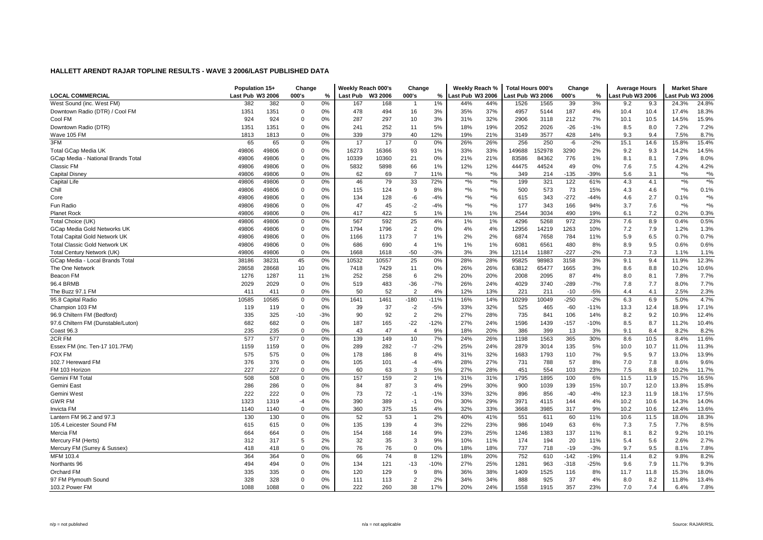# HALLETT ARENDT RAJAR TOPLINE RESULTS - WAVE 3 2006/LAST PUBLISHED DATA

| LOCAL COMMERCIAL | Population 15+ | | Change | | Weekly Reach 000's | | Change | | Weekly Reach % | | Total Hours 000's | | Change | | Average Hours | | Market Share | |
|---|---|---|---|---|---|---|---|---|---|---|---|---|---|---|---|---|---|---|
| | Last Pub | W3 2006 | 000's | % | Last Pub | W3 2006 | 000's | % | Last Pub | W3 2006 | Last Pub | W3 2006 | 000's | % | Last Pub | W3 2006 | Last Pub | W3 2006 |
| West Sound (inc. West FM) | 382 | 382 | 0 | 0% | 167 | 168 | 1 | 1% | 44% | 44% | 1526 | 1565 | 39 | 3% | 9.2 | 9.3 | 24.3% | 24.8% |
| Downtown Radio (DTR) / Cool FM | 1351 | 1351 | 0 | 0% | 478 | 494 | 16 | 3% | 35% | 37% | 4957 | 5144 | 187 | 4% | 10.4 | 10.4 | 17.4% | 18.3% |
| Cool FM | 924 | 924 | 0 | 0% | 287 | 297 | 10 | 3% | 31% | 32% | 2906 | 3118 | 212 | 7% | 10.1 | 10.5 | 14.5% | 15.9% |
| Downtown Radio (DTR) | 1351 | 1351 | 0 | 0% | 241 | 252 | 11 | 5% | 18% | 19% | 2052 | 2026 | -26 | -1% | 8.5 | 8.0 | 7.2% | 7.2% |
| Wave 105 FM | 1813 | 1813 | 0 | 0% | 339 | 379 | 40 | 12% | 19% | 21% | 3149 | 3577 | 428 | 14% | 9.3 | 9.4 | 7.5% | 8.7% |
| 3FM | 65 | 65 | 0 | 0% | 17 | 17 | 0 | 0% | 26% | 26% | 256 | 250 | -6 | -2% | 15.1 | 14.6 | 15.8% | 15.4% |
| Total GCap Media UK | 49806 | 49806 | 0 | 0% | 16273 | 16366 | 93 | 1% | 33% | 33% | 149688 | 152978 | 3290 | 2% | 9.2 | 9.3 | 14.2% | 14.5% |
| GCap Media - National Brands Total | 49806 | 49806 | 0 | 0% | 10339 | 10360 | 21 | 0% | 21% | 21% | 83586 | 84362 | 776 | 1% | 8.1 | 8.1 | 7.9% | 8.0% |
| Classic FM | 49806 | 49806 | 0 | 0% | 5832 | 5898 | 66 | 1% | 12% | 12% | 44475 | 44524 | 49 | 0% | 7.6 | 7.5 | 4.2% | 4.2% |
| Capital Disney | 49806 | 49806 | 0 | 0% | 62 | 69 | 7 | 11% | *% | *% | 349 | 214 | -135 | -39% | 5.6 | 3.1 | *% | *% |
| Capital Life | 49806 | 49806 | 0 | 0% | 46 | 79 | 33 | 72% | *% | *% | 199 | 321 | 122 | 61% | 4.3 | 4.1 | *% | *% |
| Chill | 49806 | 49806 | 0 | 0% | 115 | 124 | 9 | 8% | *% | *% | 500 | 573 | 73 | 15% | 4.3 | 4.6 | *% | 0.1% |
| Core | 49806 | 49806 | 0 | 0% | 134 | 128 | -6 | -4% | *% | *% | 615 | 343 | -272 | -44% | 4.6 | 2.7 | 0.1% | *% |
| Fun Radio | 49806 | 49806 | 0 | 0% | 47 | 45 | -2 | -4% | *% | *% | 177 | 343 | 166 | 94% | 3.7 | 7.6 | *% | *% |
| Planet Rock | 49806 | 49806 | 0 | 0% | 417 | 422 | 5 | 1% | 1% | 1% | 2544 | 3034 | 490 | 19% | 6.1 | 7.2 | 0.2% | 0.3% |
| Total Choice (UK) | 49806 | 49806 | 0 | 0% | 567 | 592 | 25 | 4% | 1% | 1% | 4296 | 5268 | 972 | 23% | 7.6 | 8.9 | 0.4% | 0.5% |
| GCap Media Gold Networks UK | 49806 | 49806 | 0 | 0% | 1794 | 1796 | 2 | 0% | 4% | 4% | 12956 | 14219 | 1263 | 10% | 7.2 | 7.9 | 1.2% | 1.3% |
| Total Capital Gold Network UK | 49806 | 49806 | 0 | 0% | 1166 | 1173 | 7 | 1% | 2% | 2% | 6874 | 7658 | 784 | 11% | 5.9 | 6.5 | 0.7% | 0.7% |
| Total Classic Gold Network UK | 49806 | 49806 | 0 | 0% | 686 | 690 | 4 | 1% | 1% | 1% | 6081 | 6561 | 480 | 8% | 8.9 | 9.5 | 0.6% | 0.6% |
| Total Century Network (UK) | 49806 | 49806 | 0 | 0% | 1668 | 1618 | -50 | -3% | 3% | 3% | 12114 | 11887 | -227 | -2% | 7.3 | 7.3 | 1.1% | 1.1% |
| GCap Media - Local Brands Total | 38186 | 38231 | 45 | 0% | 10532 | 10557 | 25 | 0% | 28% | 28% | 95825 | 98983 | 3158 | 3% | 9.1 | 9.4 | 11.9% | 12.3% |
| The One Network | 28658 | 28668 | 10 | 0% | 7418 | 7429 | 11 | 0% | 26% | 26% | 63812 | 65477 | 1665 | 3% | 8.6 | 8.8 | 10.2% | 10.6% |
| Beacon FM | 1276 | 1287 | 11 | 1% | 252 | 258 | 6 | 2% | 20% | 20% | 2008 | 2095 | 87 | 4% | 8.0 | 8.1 | 7.8% | 7.7% |
| 96.4 BRMB | 2029 | 2029 | 0 | 0% | 519 | 483 | -36 | -7% | 26% | 24% | 4029 | 3740 | -289 | -7% | 7.8 | 7.7 | 8.0% | 7.7% |
| The Buzz 97.1 FM | 411 | 411 | 0 | 0% | 50 | 52 | 2 | 4% | 12% | 13% | 221 | 211 | -10 | -5% | 4.4 | 4.1 | 2.5% | 2.3% |
| 95.8 Capital Radio | 10585 | 10585 | 0 | 0% | 1641 | 1461 | -180 | -11% | 16% | 14% | 10299 | 10049 | -250 | -2% | 6.3 | 6.9 | 5.0% | 4.7% |
| Champion 103 FM | 119 | 119 | 0 | 0% | 39 | 37 | -2 | -5% | 33% | 32% | 525 | 465 | -60 | -11% | 13.3 | 12.4 | 18.9% | 17.1% |
| 96.9 Chiltern FM (Bedford) | 335 | 325 | -10 | -3% | 90 | 92 | 2 | 2% | 27% | 28% | 735 | 841 | 106 | 14% | 8.2 | 9.2 | 10.9% | 12.4% |
| 97.6 Chiltern FM (Dunstable/Luton) | 682 | 682 | 0 | 0% | 187 | 165 | -22 | -12% | 27% | 24% | 1596 | 1439 | -157 | -10% | 8.5 | 8.7 | 11.2% | 10.4% |
| Coast 96.3 | 235 | 235 | 0 | 0% | 43 | 47 | 4 | 9% | 18% | 20% | 386 | 399 | 13 | 3% | 9.1 | 8.4 | 8.2% | 8.2% |
| 2CR FM | 577 | 577 | 0 | 0% | 139 | 149 | 10 | 7% | 24% | 26% | 1198 | 1563 | 365 | 30% | 8.6 | 10.5 | 8.4% | 11.6% |
| Essex FM (inc. Ten-17 101.7FM) | 1159 | 1159 | 0 | 0% | 289 | 282 | -7 | -2% | 25% | 24% | 2879 | 3014 | 135 | 5% | 10.0 | 10.7 | 11.0% | 11.3% |
| FOX FM | 575 | 575 | 0 | 0% | 178 | 186 | 8 | 4% | 31% | 32% | 1683 | 1793 | 110 | 7% | 9.5 | 9.7 | 13.0% | 13.9% |
| 102.7 Hereward FM | 376 | 376 | 0 | 0% | 105 | 101 | -4 | -4% | 28% | 27% | 731 | 788 | 57 | 8% | 7.0 | 7.8 | 8.6% | 9.6% |
| FM 103 Horizon | 227 | 227 | 0 | 0% | 60 | 63 | 3 | 5% | 27% | 28% | 451 | 554 | 103 | 23% | 7.5 | 8.8 | 10.2% | 11.7% |
| Gemini FM Total | 508 | 508 | 0 | 0% | 157 | 159 | 2 | 1% | 31% | 31% | 1795 | 1895 | 100 | 6% | 11.5 | 11.9 | 15.7% | 16.5% |
| Gemini East | 286 | 286 | 0 | 0% | 84 | 87 | 3 | 4% | 29% | 30% | 900 | 1039 | 139 | 15% | 10.7 | 12.0 | 13.8% | 15.8% |
| Gemini West | 222 | 222 | 0 | 0% | 73 | 72 | -1 | -1% | 33% | 32% | 896 | 856 | -40 | -4% | 12.3 | 11.9 | 18.1% | 17.5% |
| GWR FM | 1323 | 1319 | -4 | 0% | 390 | 389 | -1 | 0% | 30% | 29% | 3971 | 4115 | 144 | 4% | 10.2 | 10.6 | 14.3% | 14.0% |
| Invicta FM | 1140 | 1140 | 0 | 0% | 360 | 375 | 15 | 4% | 32% | 33% | 3668 | 3985 | 317 | 9% | 10.2 | 10.6 | 12.4% | 13.6% |
| Lantern FM 96.2 and 97.3 | 130 | 130 | 0 | 0% | 52 | 53 | 1 | 2% | 40% | 41% | 551 | 611 | 60 | 11% | 10.6 | 11.5 | 18.0% | 18.3% |
| 105.4 Leicester Sound FM | 615 | 615 | 0 | 0% | 135 | 139 | 4 | 3% | 22% | 23% | 986 | 1049 | 63 | 6% | 7.3 | 7.5 | 7.7% | 8.5% |
| Mercia FM | 664 | 664 | 0 | 0% | 154 | 168 | 14 | 9% | 23% | 25% | 1246 | 1383 | 137 | 11% | 8.1 | 8.2 | 9.2% | 10.1% |
| Mercury FM (Herts) | 312 | 317 | 5 | 2% | 32 | 35 | 3 | 9% | 10% | 11% | 174 | 194 | 20 | 11% | 5.4 | 5.6 | 2.6% | 2.7% |
| Mercury FM (Surrey & Sussex) | 418 | 418 | 0 | 0% | 76 | 76 | 0 | 0% | 18% | 18% | 737 | 718 | -19 | -3% | 9.7 | 9.5 | 8.1% | 7.8% |
| MFM 103.4 | 364 | 364 | 0 | 0% | 66 | 74 | 8 | 12% | 18% | 20% | 752 | 610 | -142 | -19% | 11.4 | 8.2 | 9.8% | 8.2% |
| Northants 96 | 494 | 494 | 0 | 0% | 134 | 121 | -13 | -10% | 27% | 25% | 1281 | 963 | -318 | -25% | 9.6 | 7.9 | 11.7% | 9.3% |
| Orchard FM | 335 | 335 | 0 | 0% | 120 | 129 | 9 | 8% | 36% | 38% | 1409 | 1525 | 116 | 8% | 11.7 | 11.8 | 15.3% | 18.0% |
| 97 FM Plymouth Sound | 328 | 328 | 0 | 0% | 111 | 113 | 2 | 2% | 34% | 34% | 888 | 925 | 37 | 4% | 8.0 | 8.2 | 11.8% | 13.4% |
| 103.2 Power FM | 1088 | 1088 | 0 | 0% | 222 | 260 | 38 | 17% | 20% | 24% | 1558 | 1915 | 357 | 23% | 7.0 | 7.4 | 6.4% | 7.8% |

n/p = not published    n/a = not applicable    Source: RAJAR/RSL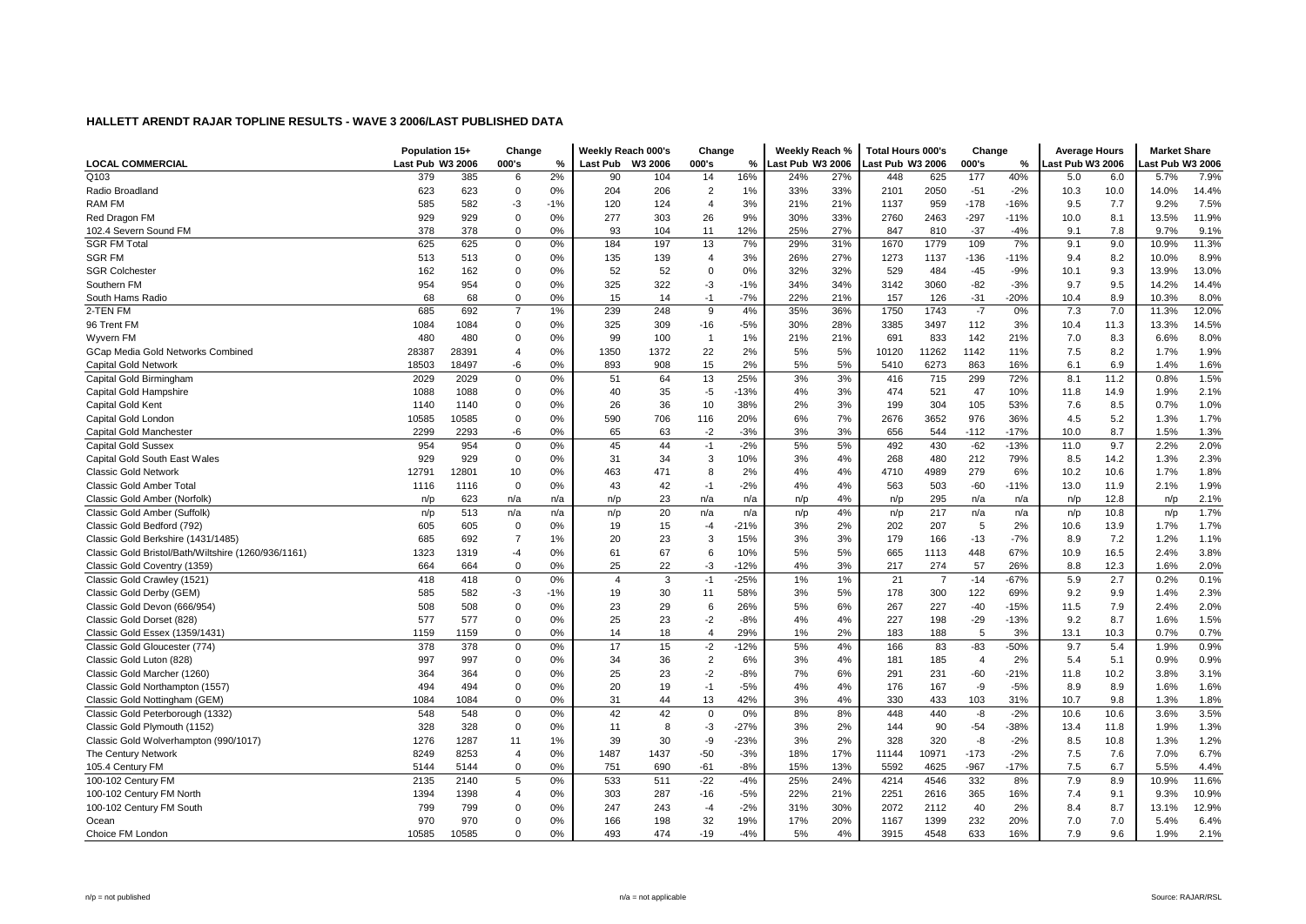# HALLETT ARENDT RAJAR TOPLINE RESULTS - WAVE 3 2006/LAST PUBLISHED DATA

| LOCAL COMMERCIAL | Population 15+ | | Change | | Weekly Reach 000's | | Change | | Weekly Reach % | | Total Hours 000's | | Change | | Average Hours | | Market Share | |
|---|---|---|---|---|---|---|---|---|---|---|---|---|---|---|---|---|---|---|
| | Last Pub | W3 2006 | 000's | % | Last Pub | W3 2006 | 000's | % | Last Pub | W3 2006 | Last Pub | W3 2006 | 000's | % | Last Pub | W3 2006 | Last Pub | W3 2006 |
| Q103 | 379 | 385 | 6 | 2% | 90 | 104 | 14 | 16% | 24% | 27% | 448 | 625 | 177 | 40% | 5.0 | 6.0 | 5.7% | 7.9% |
| Radio Broadland | 623 | 623 | 0 | 0% | 204 | 206 | 2 | 1% | 33% | 33% | 2101 | 2050 | -51 | -2% | 10.3 | 10.0 | 14.0% | 14.4% |
| RAM FM | 585 | 582 | -3 | -1% | 120 | 124 | 4 | 3% | 21% | 21% | 1137 | 959 | -178 | -16% | 9.5 | 7.7 | 9.2% | 7.5% |
| Red Dragon FM | 929 | 929 | 0 | 0% | 277 | 303 | 26 | 9% | 30% | 33% | 2760 | 2463 | -297 | -11% | 10.0 | 8.1 | 13.5% | 11.9% |
| 102.4 Severn Sound FM | 378 | 378 | 0 | 0% | 93 | 104 | 11 | 12% | 25% | 27% | 847 | 810 | -37 | -4% | 9.1 | 7.8 | 9.7% | 9.1% |
| SGR FM Total | 625 | 625 | 0 | 0% | 184 | 197 | 13 | 7% | 29% | 31% | 1670 | 1779 | 109 | 7% | 9.1 | 9.0 | 10.9% | 11.3% |
| SGR FM | 513 | 513 | 0 | 0% | 135 | 139 | 4 | 3% | 26% | 27% | 1273 | 1137 | -136 | -11% | 9.4 | 8.2 | 10.0% | 8.9% |
| SGR Colchester | 162 | 162 | 0 | 0% | 52 | 52 | 0 | 0% | 32% | 32% | 529 | 484 | -45 | -9% | 10.1 | 9.3 | 13.9% | 13.0% |
| Southern FM | 954 | 954 | 0 | 0% | 325 | 322 | -3 | -1% | 34% | 34% | 3142 | 3060 | -82 | -3% | 9.7 | 9.5 | 14.2% | 14.4% |
| South Hams Radio | 68 | 68 | 0 | 0% | 15 | 14 | -1 | -7% | 22% | 21% | 157 | 126 | -31 | -20% | 10.4 | 8.9 | 10.3% | 8.0% |
| 2-TEN FM | 685 | 692 | 7 | 1% | 239 | 248 | 9 | 4% | 35% | 36% | 1750 | 1743 | -7 | 0% | 7.3 | 7.0 | 11.3% | 12.0% |
| 96 Trent FM | 1084 | 1084 | 0 | 0% | 325 | 309 | -16 | -5% | 30% | 28% | 3385 | 3497 | 112 | 3% | 10.4 | 11.3 | 13.3% | 14.5% |
| Wyvern FM | 480 | 480 | 0 | 0% | 99 | 100 | 1 | 1% | 21% | 21% | 691 | 833 | 142 | 21% | 7.0 | 8.3 | 6.6% | 8.0% |
| GCap Media Gold Networks Combined | 28387 | 28391 | 4 | 0% | 1350 | 1372 | 22 | 2% | 5% | 5% | 10120 | 11262 | 1142 | 11% | 7.5 | 8.2 | 1.7% | 1.9% |
| Capital Gold Network | 18503 | 18497 | -6 | 0% | 893 | 908 | 15 | 2% | 5% | 5% | 5410 | 6273 | 863 | 16% | 6.1 | 6.9 | 1.4% | 1.6% |
| Capital Gold Birmingham | 2029 | 2029 | 0 | 0% | 51 | 64 | 13 | 25% | 3% | 3% | 416 | 715 | 299 | 72% | 8.1 | 11.2 | 0.8% | 1.5% |
| Capital Gold Hampshire | 1088 | 1088 | 0 | 0% | 40 | 35 | -5 | -13% | 4% | 3% | 474 | 521 | 47 | 10% | 11.8 | 14.9 | 1.9% | 2.1% |
| Capital Gold Kent | 1140 | 1140 | 0 | 0% | 26 | 36 | 10 | 38% | 2% | 3% | 199 | 304 | 105 | 53% | 7.6 | 8.5 | 0.7% | 1.0% |
| Capital Gold London | 10585 | 10585 | 0 | 0% | 590 | 706 | 116 | 20% | 6% | 7% | 2676 | 3652 | 976 | 36% | 4.5 | 5.2 | 1.3% | 1.7% |
| Capital Gold Manchester | 2299 | 2293 | -6 | 0% | 65 | 63 | -2 | -3% | 3% | 3% | 656 | 544 | -112 | -17% | 10.0 | 8.7 | 1.5% | 1.3% |
| Capital Gold Sussex | 954 | 954 | 0 | 0% | 45 | 44 | -1 | -2% | 5% | 5% | 492 | 430 | -62 | -13% | 11.0 | 9.7 | 2.2% | 2.0% |
| Capital Gold South East Wales | 929 | 929 | 0 | 0% | 31 | 34 | 3 | 10% | 3% | 4% | 268 | 480 | 212 | 79% | 8.5 | 14.2 | 1.3% | 2.3% |
| Classic Gold Network | 12791 | 12801 | 10 | 0% | 463 | 471 | 8 | 2% | 4% | 4% | 4710 | 4989 | 279 | 6% | 10.2 | 10.6 | 1.7% | 1.8% |
| Classic Gold Amber Total | 1116 | 1116 | 0 | 0% | 43 | 42 | -1 | -2% | 4% | 4% | 563 | 503 | -60 | -11% | 13.0 | 11.9 | 2.1% | 1.9% |
| Classic Gold Amber (Norfolk) | n/p | 623 | n/a | n/a | n/p | 23 | n/a | n/a | n/p | 4% | n/p | 295 | n/a | n/a | n/p | 12.8 | n/p | 2.1% |
| Classic Gold Amber (Suffolk) | n/p | 513 | n/a | n/a | n/p | 20 | n/a | n/a | n/p | 4% | n/p | 217 | n/a | n/a | n/p | 10.8 | n/p | 1.7% |
| Classic Gold Bedford (792) | 605 | 605 | 0 | 0% | 19 | 15 | -4 | -21% | 3% | 2% | 202 | 207 | 5 | 2% | 10.6 | 13.9 | 1.7% | 1.7% |
| Classic Gold Berkshire (1431/1485) | 685 | 692 | 7 | 1% | 20 | 23 | 3 | 15% | 3% | 3% | 179 | 166 | -13 | -7% | 8.9 | 7.2 | 1.2% | 1.1% |
| Classic Gold Bristol/Bath/Wiltshire (1260/936/1161) | 1323 | 1319 | -4 | 0% | 61 | 67 | 6 | 10% | 5% | 5% | 665 | 1113 | 448 | 67% | 10.9 | 16.5 | 2.4% | 3.8% |
| Classic Gold Coventry (1359) | 664 | 664 | 0 | 0% | 25 | 22 | -3 | -12% | 4% | 3% | 217 | 274 | 57 | 26% | 8.8 | 12.3 | 1.6% | 2.0% |
| Classic Gold Crawley (1521) | 418 | 418 | 0 | 0% | 4 | 3 | -1 | -25% | 1% | 1% | 21 | 7 | -14 | -67% | 5.9 | 2.7 | 0.2% | 0.1% |
| Classic Gold Derby (GEM) | 585 | 582 | -3 | -1% | 19 | 30 | 11 | 58% | 3% | 5% | 178 | 300 | 122 | 69% | 9.2 | 9.9 | 1.4% | 2.3% |
| Classic Gold Devon (666/954) | 508 | 508 | 0 | 0% | 23 | 29 | 6 | 26% | 5% | 6% | 267 | 227 | -40 | -15% | 11.5 | 7.9 | 2.4% | 2.0% |
| Classic Gold Dorset (828) | 577 | 577 | 0 | 0% | 25 | 23 | -2 | -8% | 4% | 4% | 227 | 198 | -29 | -13% | 9.2 | 8.7 | 1.6% | 1.5% |
| Classic Gold Essex (1359/1431) | 1159 | 1159 | 0 | 0% | 14 | 18 | 4 | 29% | 1% | 2% | 183 | 188 | 5 | 3% | 13.1 | 10.3 | 0.7% | 0.7% |
| Classic Gold Gloucester (774) | 378 | 378 | 0 | 0% | 17 | 15 | -2 | -12% | 5% | 4% | 166 | 83 | -83 | -50% | 9.7 | 5.4 | 1.9% | 0.9% |
| Classic Gold Luton (828) | 997 | 997 | 0 | 0% | 34 | 36 | 2 | 6% | 3% | 4% | 181 | 185 | 4 | 2% | 5.4 | 5.1 | 0.9% | 0.9% |
| Classic Gold Marcher (1260) | 364 | 364 | 0 | 0% | 25 | 23 | -2 | -8% | 7% | 6% | 291 | 231 | -60 | -21% | 11.8 | 10.2 | 3.8% | 3.1% |
| Classic Gold Northampton (1557) | 494 | 494 | 0 | 0% | 20 | 19 | -1 | -5% | 4% | 4% | 176 | 167 | -9 | -5% | 8.9 | 8.9 | 1.6% | 1.6% |
| Classic Gold Nottingham (GEM) | 1084 | 1084 | 0 | 0% | 31 | 44 | 13 | 42% | 3% | 4% | 330 | 433 | 103 | 31% | 10.7 | 9.8 | 1.3% | 1.8% |
| Classic Gold Peterborough (1332) | 548 | 548 | 0 | 0% | 42 | 42 | 0 | 0% | 8% | 8% | 448 | 440 | -8 | -2% | 10.6 | 10.6 | 3.6% | 3.5% |
| Classic Gold Plymouth (1152) | 328 | 328 | 0 | 0% | 11 | 8 | -3 | -27% | 3% | 2% | 144 | 90 | -54 | -38% | 13.4 | 11.8 | 1.9% | 1.3% |
| Classic Gold Wolverhampton (990/1017) | 1276 | 1287 | 11 | 1% | 39 | 30 | -9 | -23% | 3% | 2% | 328 | 320 | -8 | -2% | 8.5 | 10.8 | 1.3% | 1.2% |
| The Century Network | 8249 | 8253 | 4 | 0% | 1487 | 1437 | -50 | -3% | 18% | 17% | 11144 | 10971 | -173 | -2% | 7.5 | 7.6 | 7.0% | 6.7% |
| 105.4 Century FM | 5144 | 5144 | 0 | 0% | 751 | 690 | -61 | -8% | 15% | 13% | 5592 | 4625 | -967 | -17% | 7.5 | 6.7 | 5.5% | 4.4% |
| 100-102 Century FM | 2135 | 2140 | 5 | 0% | 533 | 511 | -22 | -4% | 25% | 24% | 4214 | 4546 | 332 | 8% | 7.9 | 8.9 | 10.9% | 11.6% |
| 100-102 Century FM North | 1394 | 1398 | 4 | 0% | 303 | 287 | -16 | -5% | 22% | 21% | 2251 | 2616 | 365 | 16% | 7.4 | 9.1 | 9.3% | 10.9% |
| 100-102 Century FM South | 799 | 799 | 0 | 0% | 247 | 243 | -4 | -2% | 31% | 30% | 2072 | 2112 | 40 | 2% | 8.4 | 8.7 | 13.1% | 12.9% |
| Ocean | 970 | 970 | 0 | 0% | 166 | 198 | 32 | 19% | 17% | 20% | 1167 | 1399 | 232 | 20% | 7.0 | 7.0 | 5.4% | 6.4% |
| Choice FM London | 10585 | 10585 | 0 | 0% | 493 | 474 | -19 | -4% | 5% | 4% | 3915 | 4548 | 633 | 16% | 7.9 | 9.6 | 1.9% | 2.1% |

n/p = not published    n/a = not applicable    Source: RAJAR/RSL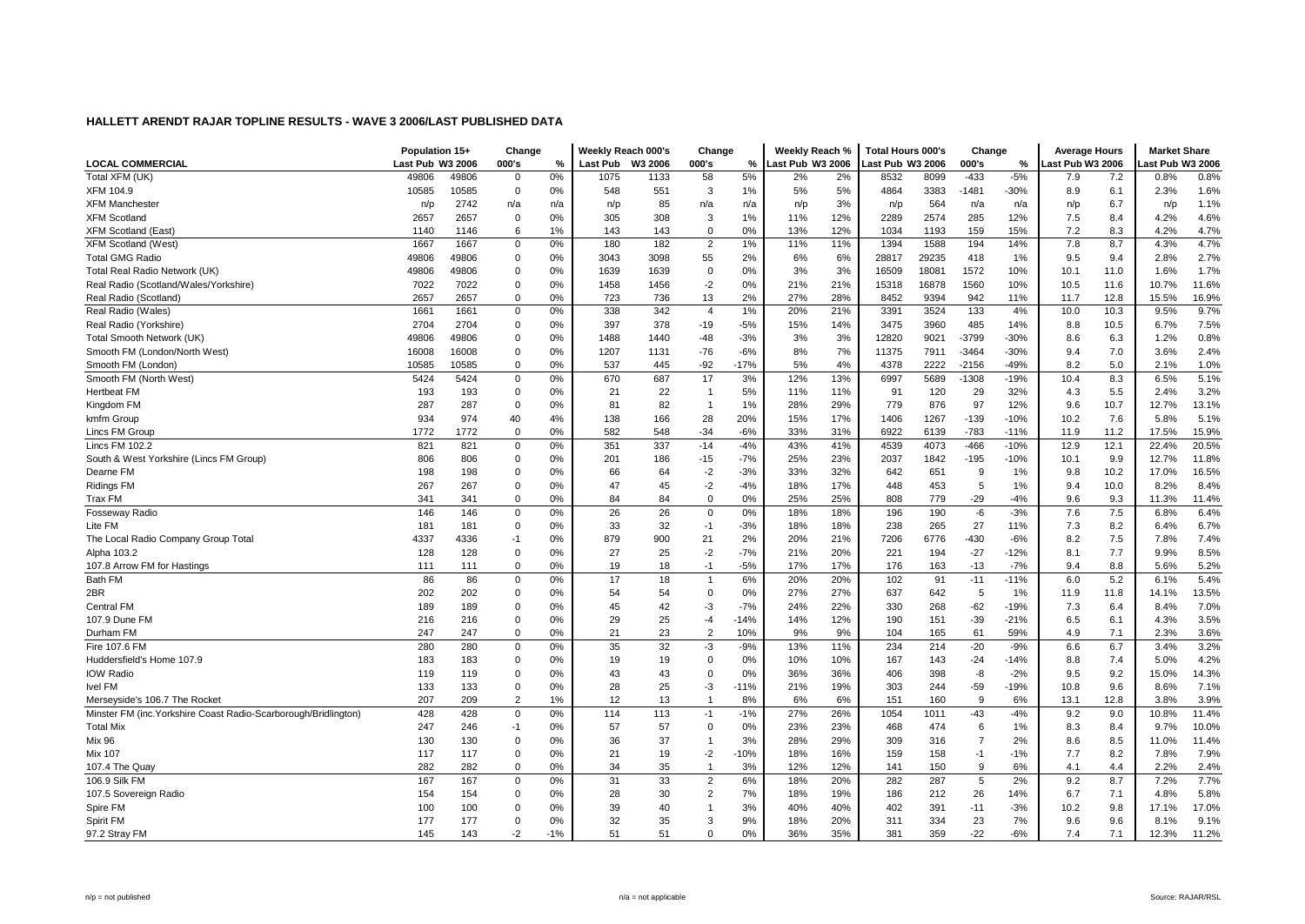**HALLETT ARENDT RAJAR TOPLINE RESULTS - WAVE 3 2006/LAST PUBLISHED DATA**

| LOCAL COMMERCIAL | Population 15+ | | Change | | Weekly Reach 000's | | Change | | Weekly Reach % | | Total Hours 000's | | Change | | Average Hours | | Market Share | |
|---|---|---|---|---|---|---|---|---|---|---|---|---|---|---|---|---|---|---|
| | Last Pub | W3 2006 | 000's | % | Last Pub | W3 2006 | 000's | % | Last Pub | W3 2006 | Last Pub | W3 2006 | 000's | % | Last Pub | W3 2006 | Last Pub | W3 2006 |
| Total XFM (UK) | 49806 | 49806 | 0 | 0% | 1075 | 1133 | 58 | 5% | 2% | 2% | 8532 | 8099 | -433 | -5% | 7.9 | 7.2 | 0.8% | 0.8% |
| XFM 104.9 | 10585 | 10585 | 0 | 0% | 548 | 551 | 3 | 1% | 5% | 5% | 4864 | 3383 | -1481 | -30% | 8.9 | 6.1 | 2.3% | 1.6% |
| XFM Manchester | n/p | 2742 | n/a | n/a | n/p | 85 | n/a | n/a | n/p | 3% | n/p | 564 | n/a | n/a | n/p | 6.7 | n/p | 1.1% |
| XFM Scotland | 2657 | 2657 | 0 | 0% | 305 | 308 | 3 | 1% | 11% | 12% | 2289 | 2574 | 285 | 12% | 7.5 | 8.4 | 4.2% | 4.6% |
| XFM Scotland (East) | 1140 | 1146 | 6 | 1% | 143 | 143 | 0 | 0% | 13% | 12% | 1034 | 1193 | 159 | 15% | 7.2 | 8.3 | 4.2% | 4.7% |
| XFM Scotland (West) | 1667 | 1667 | 0 | 0% | 180 | 182 | 2 | 1% | 11% | 11% | 1394 | 1588 | 194 | 14% | 7.8 | 8.7 | 4.3% | 4.7% |
| Total GMG Radio | 49806 | 49806 | 0 | 0% | 3043 | 3098 | 55 | 2% | 6% | 6% | 28817 | 29235 | 418 | 1% | 9.5 | 9.4 | 2.8% | 2.7% |
| Total Real Radio Network (UK) | 49806 | 49806 | 0 | 0% | 1639 | 1639 | 0 | 0% | 3% | 3% | 16509 | 18081 | 1572 | 10% | 10.1 | 11.0 | 1.6% | 1.7% |
| Real Radio (Scotland/Wales/Yorkshire) | 7022 | 7022 | 0 | 0% | 1458 | 1456 | -2 | 0% | 21% | 21% | 15318 | 16878 | 1560 | 10% | 10.5 | 11.6 | 10.7% | 11.6% |
| Real Radio (Scotland) | 2657 | 2657 | 0 | 0% | 723 | 736 | 13 | 2% | 27% | 28% | 8452 | 9394 | 942 | 11% | 11.7 | 12.8 | 15.5% | 16.9% |
| Real Radio (Wales) | 1661 | 1661 | 0 | 0% | 338 | 342 | 4 | 1% | 20% | 21% | 3391 | 3524 | 133 | 4% | 10.0 | 10.3 | 9.5% | 9.7% |
| Real Radio (Yorkshire) | 2704 | 2704 | 0 | 0% | 397 | 378 | -19 | -5% | 15% | 14% | 3475 | 3960 | 485 | 14% | 8.8 | 10.5 | 6.7% | 7.5% |
| Total Smooth Network (UK) | 49806 | 49806 | 0 | 0% | 1488 | 1440 | -48 | -3% | 3% | 3% | 12820 | 9021 | -3799 | -30% | 8.6 | 6.3 | 1.2% | 0.8% |
| Smooth FM (London/North West) | 16008 | 16008 | 0 | 0% | 1207 | 1131 | -76 | -6% | 8% | 7% | 11375 | 7911 | -3464 | -30% | 9.4 | 7.0 | 3.6% | 2.4% |
| Smooth FM (London) | 10585 | 10585 | 0 | 0% | 537 | 445 | -92 | -17% | 5% | 4% | 4378 | 2222 | -2156 | -49% | 8.2 | 5.0 | 2.1% | 1.0% |
| Smooth FM (North West) | 5424 | 5424 | 0 | 0% | 670 | 687 | 17 | 3% | 12% | 13% | 6997 | 5689 | -1308 | -19% | 10.4 | 8.3 | 6.5% | 5.1% |
| Hertbeat FM | 193 | 193 | 0 | 0% | 21 | 22 | 1 | 5% | 11% | 11% | 91 | 120 | 29 | 32% | 4.3 | 5.5 | 2.4% | 3.2% |
| Kingdom FM | 287 | 287 | 0 | 0% | 81 | 82 | 1 | 1% | 28% | 29% | 779 | 876 | 97 | 12% | 9.6 | 10.7 | 12.7% | 13.1% |
| kmfm Group | 934 | 974 | 40 | 4% | 138 | 166 | 28 | 20% | 15% | 17% | 1406 | 1267 | -139 | -10% | 10.2 | 7.6 | 5.8% | 5.1% |
| Lincs FM Group | 1772 | 1772 | 0 | 0% | 582 | 548 | -34 | -6% | 33% | 31% | 6922 | 6139 | -783 | -11% | 11.9 | 11.2 | 17.5% | 15.9% |
| Lincs FM 102.2 | 821 | 821 | 0 | 0% | 351 | 337 | -14 | -4% | 43% | 41% | 4539 | 4073 | -466 | -10% | 12.9 | 12.1 | 22.4% | 20.5% |
| South & West Yorkshire (Lincs FM Group) | 806 | 806 | 0 | 0% | 201 | 186 | -15 | -7% | 25% | 23% | 2037 | 1842 | -195 | -10% | 10.1 | 9.9 | 12.7% | 11.8% |
| Dearne FM | 198 | 198 | 0 | 0% | 66 | 64 | -2 | -3% | 33% | 32% | 642 | 651 | 9 | 1% | 9.8 | 10.2 | 17.0% | 16.5% |
| Ridings FM | 267 | 267 | 0 | 0% | 47 | 45 | -2 | -4% | 18% | 17% | 448 | 453 | 5 | 1% | 9.4 | 10.0 | 8.2% | 8.4% |
| Trax FM | 341 | 341 | 0 | 0% | 84 | 84 | 0 | 0% | 25% | 25% | 808 | 779 | -29 | -4% | 9.6 | 9.3 | 11.3% | 11.4% |
| Fosseway Radio | 146 | 146 | 0 | 0% | 26 | 26 | 0 | 0% | 18% | 18% | 196 | 190 | -6 | -3% | 7.6 | 7.5 | 6.8% | 6.4% |
| Lite FM | 181 | 181 | 0 | 0% | 33 | 32 | -1 | -3% | 18% | 18% | 238 | 265 | 27 | 11% | 7.3 | 8.2 | 6.4% | 6.7% |
| The Local Radio Company Group Total | 4337 | 4336 | -1 | 0% | 879 | 900 | 21 | 2% | 20% | 21% | 7206 | 6776 | -430 | -6% | 8.2 | 7.5 | 7.8% | 7.4% |
| Alpha 103.2 | 128 | 128 | 0 | 0% | 27 | 25 | -2 | -7% | 21% | 20% | 221 | 194 | -27 | -12% | 8.1 | 7.7 | 9.9% | 8.5% |
| 107.8 Arrow FM for Hastings | 111 | 111 | 0 | 0% | 19 | 18 | -1 | -5% | 17% | 17% | 176 | 163 | -13 | -7% | 9.4 | 8.8 | 5.6% | 5.2% |
| Bath FM | 86 | 86 | 0 | 0% | 17 | 18 | 1 | 6% | 20% | 20% | 102 | 91 | -11 | -11% | 6.0 | 5.2 | 6.1% | 5.4% |
| 2BR | 202 | 202 | 0 | 0% | 54 | 54 | 0 | 0% | 27% | 27% | 637 | 642 | 5 | 1% | 11.9 | 11.8 | 14.1% | 13.5% |
| Central FM | 189 | 189 | 0 | 0% | 45 | 42 | -3 | -7% | 24% | 22% | 330 | 268 | -62 | -19% | 7.3 | 6.4 | 8.4% | 7.0% |
| 107.9 Dune FM | 216 | 216 | 0 | 0% | 29 | 25 | -4 | -14% | 14% | 12% | 190 | 151 | -39 | -21% | 6.5 | 6.1 | 4.3% | 3.5% |
| Durham FM | 247 | 247 | 0 | 0% | 21 | 23 | 2 | 10% | 9% | 9% | 104 | 165 | 61 | 59% | 4.9 | 7.1 | 2.3% | 3.6% |
| Fire 107.6 FM | 280 | 280 | 0 | 0% | 35 | 32 | -3 | -9% | 13% | 11% | 234 | 214 | -20 | -9% | 6.6 | 6.7 | 3.4% | 3.2% |
| Huddersfield's Home 107.9 | 183 | 183 | 0 | 0% | 19 | 19 | 0 | 0% | 10% | 10% | 167 | 143 | -24 | -14% | 8.8 | 7.4 | 5.0% | 4.2% |
| IOW Radio | 119 | 119 | 0 | 0% | 43 | 43 | 0 | 0% | 36% | 36% | 406 | 398 | -8 | -2% | 9.5 | 9.2 | 15.0% | 14.3% |
| Ivel FM | 133 | 133 | 0 | 0% | 28 | 25 | -3 | -11% | 21% | 19% | 303 | 244 | -59 | -19% | 10.8 | 9.6 | 8.6% | 7.1% |
| Merseyside's 106.7 The Rocket | 207 | 209 | 2 | 1% | 12 | 13 | 1 | 8% | 6% | 6% | 151 | 160 | 9 | 6% | 13.1 | 12.8 | 3.8% | 3.9% |
| Minster FM (inc.Yorkshire Coast Radio-Scarborough/Bridlington) | 428 | 428 | 0 | 0% | 114 | 113 | -1 | -1% | 27% | 26% | 1054 | 1011 | -43 | -4% | 9.2 | 9.0 | 10.8% | 11.4% |
| Total Mix | 247 | 246 | -1 | 0% | 57 | 57 | 0 | 0% | 23% | 23% | 468 | 474 | 6 | 1% | 8.3 | 8.4 | 9.7% | 10.0% |
| Mix 96 | 130 | 130 | 0 | 0% | 36 | 37 | 1 | 3% | 28% | 29% | 309 | 316 | 7 | 2% | 8.6 | 8.5 | 11.0% | 11.4% |
| Mix 107 | 117 | 117 | 0 | 0% | 21 | 19 | -2 | -10% | 18% | 16% | 159 | 158 | -1 | -1% | 7.7 | 8.2 | 7.8% | 7.9% |
| 107.4 The Quay | 282 | 282 | 0 | 0% | 34 | 35 | 1 | 3% | 12% | 12% | 141 | 150 | 9 | 6% | 4.1 | 4.4 | 2.2% | 2.4% |
| 106.9 Silk FM | 167 | 167 | 0 | 0% | 31 | 33 | 2 | 6% | 18% | 20% | 282 | 287 | 5 | 2% | 9.2 | 8.7 | 7.2% | 7.7% |
| 107.5 Sovereign Radio | 154 | 154 | 0 | 0% | 28 | 30 | 2 | 7% | 18% | 19% | 186 | 212 | 26 | 14% | 6.7 | 7.1 | 4.8% | 5.8% |
| Spire FM | 100 | 100 | 0 | 0% | 39 | 40 | 1 | 3% | 40% | 40% | 402 | 391 | -11 | -3% | 10.2 | 9.8 | 17.1% | 17.0% |
| Spirit FM | 177 | 177 | 0 | 0% | 32 | 35 | 3 | 9% | 18% | 20% | 311 | 334 | 23 | 7% | 9.6 | 9.6 | 8.1% | 9.1% |
| 97.2 Stray FM | 145 | 143 | -2 | -1% | 51 | 51 | 0 | 0% | 36% | 35% | 381 | 359 | -22 | -6% | 7.4 | 7.1 | 12.3% | 11.2% |

n/p = not published n/a = not applicable Source: RAJAR/RSL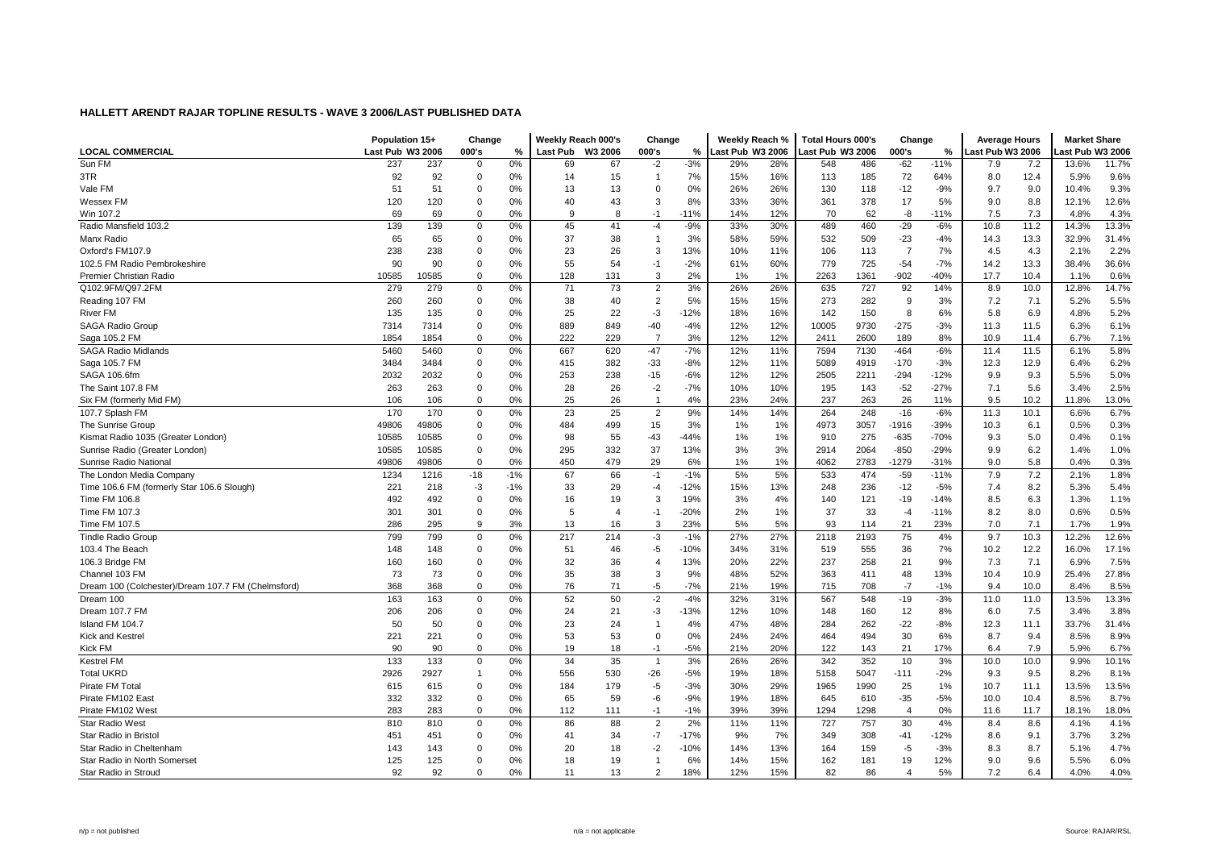# HALLETT ARENDT RAJAR TOPLINE RESULTS - WAVE 3 2006/LAST PUBLISHED DATA

| LOCAL COMMERCIAL | Population 15+ Last Pub | Population 15+ W3 2006 | Change 000's | Change % | Weekly Reach 000's Last Pub | Weekly Reach 000's W3 2006 | Change 000's | Change % | Weekly Reach % Last Pub | Weekly Reach % W3 2006 | Total Hours 000's Last Pub | Total Hours 000's W3 2006 | Change 000's | Change % | Average Hours Last Pub | Average Hours W3 2006 | Market Share Last Pub | Market Share W3 2006 |
|---|---|---|---|---|---|---|---|---|---|---|---|---|---|---|---|---|---|---|
| Sun FM | 237 | 237 | 0 | 0% | 69 | 67 | -2 | -3% | 29% | 28% | 548 | 486 | -62 | -11% | 7.9 | 7.2 | 13.6% | 11.7% |
| 3TR | 92 | 92 | 0 | 0% | 14 | 15 | 1 | 7% | 15% | 16% | 113 | 185 | 72 | 64% | 8.0 | 12.4 | 5.9% | 9.6% |
| Vale FM | 51 | 51 | 0 | 0% | 13 | 13 | 0 | 0% | 26% | 26% | 130 | 118 | -12 | -9% | 9.7 | 9.0 | 10.4% | 9.3% |
| Wessex FM | 120 | 120 | 0 | 0% | 40 | 43 | 3 | 8% | 33% | 36% | 361 | 378 | 17 | 5% | 9.0 | 8.8 | 12.1% | 12.6% |
| Win 107.2 | 69 | 69 | 0 | 0% | 9 | 8 | -1 | -11% | 14% | 12% | 70 | 62 | -8 | -11% | 7.5 | 7.3 | 4.8% | 4.3% |
| Radio Mansfield 103.2 | 139 | 139 | 0 | 0% | 45 | 41 | -4 | -9% | 33% | 30% | 489 | 460 | -29 | -6% | 10.8 | 11.2 | 14.3% | 13.3% |
| Manx Radio | 65 | 65 | 0 | 0% | 37 | 38 | 1 | 3% | 58% | 59% | 532 | 509 | -23 | -4% | 14.3 | 13.3 | 32.9% | 31.4% |
| Oxford's FM107.9 | 238 | 238 | 0 | 0% | 23 | 26 | 3 | 13% | 10% | 11% | 106 | 113 | 7 | 7% | 4.5 | 4.3 | 2.1% | 2.2% |
| 102.5 FM Radio Pembrokeshire | 90 | 90 | 0 | 0% | 55 | 54 | -1 | -2% | 61% | 60% | 779 | 725 | -54 | -7% | 14.2 | 13.3 | 38.4% | 36.6% |
| Premier Christian Radio | 10585 | 10585 | 0 | 0% | 128 | 131 | 3 | 2% | 1% | 1% | 2263 | 1361 | -902 | -40% | 17.7 | 10.4 | 1.1% | 0.6% |
| Q102.9FM/Q97.2FM | 279 | 279 | 0 | 0% | 71 | 73 | 2 | 3% | 26% | 26% | 635 | 727 | 92 | 14% | 8.9 | 10.0 | 12.8% | 14.7% |
| Reading 107 FM | 260 | 260 | 0 | 0% | 38 | 40 | 2 | 5% | 15% | 15% | 273 | 282 | 9 | 3% | 7.2 | 7.1 | 5.2% | 5.5% |
| River FM | 135 | 135 | 0 | 0% | 25 | 22 | -3 | -12% | 18% | 16% | 142 | 150 | 8 | 6% | 5.8 | 6.9 | 4.8% | 5.2% |
| SAGA Radio Group | 7314 | 7314 | 0 | 0% | 889 | 849 | -40 | -4% | 12% | 12% | 10005 | 9730 | -275 | -3% | 11.3 | 11.5 | 6.3% | 6.1% |
| Saga 105.2 FM | 1854 | 1854 | 0 | 0% | 222 | 229 | 7 | 3% | 12% | 12% | 2411 | 2600 | 189 | 8% | 10.9 | 11.4 | 6.7% | 7.1% |
| SAGA Radio Midlands | 5460 | 5460 | 0 | 0% | 667 | 620 | -47 | -7% | 12% | 11% | 7594 | 7130 | -464 | -6% | 11.4 | 11.5 | 6.1% | 5.8% |
| Saga 105.7 FM | 3484 | 3484 | 0 | 0% | 415 | 382 | -33 | -8% | 12% | 11% | 5089 | 4919 | -170 | -3% | 12.3 | 12.9 | 6.4% | 6.2% |
| SAGA 106.6fm | 2032 | 2032 | 0 | 0% | 253 | 238 | -15 | -6% | 12% | 12% | 2505 | 2211 | -294 | -12% | 9.9 | 9.3 | 5.5% | 5.0% |
| The Saint 107.8 FM | 263 | 263 | 0 | 0% | 28 | 26 | -2 | -7% | 10% | 10% | 195 | 143 | -52 | -27% | 7.1 | 5.6 | 3.4% | 2.5% |
| Six FM (formerly Mid FM) | 106 | 106 | 0 | 0% | 25 | 26 | 1 | 4% | 23% | 24% | 237 | 263 | 26 | 11% | 9.5 | 10.2 | 11.8% | 13.0% |
| 107.7 Splash FM | 170 | 170 | 0 | 0% | 23 | 25 | 2 | 9% | 14% | 14% | 264 | 248 | -16 | -6% | 11.3 | 10.1 | 6.6% | 6.7% |
| The Sunrise Group | 49806 | 49806 | 0 | 0% | 484 | 499 | 15 | 3% | 1% | 1% | 4973 | 3057 | -1916 | -39% | 10.3 | 6.1 | 0.5% | 0.3% |
| Kismat Radio 1035 (Greater London) | 10585 | 10585 | 0 | 0% | 98 | 55 | -43 | -44% | 1% | 1% | 910 | 275 | -635 | -70% | 9.3 | 5.0 | 0.4% | 0.1% |
| Sunrise Radio (Greater London) | 10585 | 10585 | 0 | 0% | 295 | 332 | 37 | 13% | 3% | 3% | 2914 | 2064 | -850 | -29% | 9.9 | 6.2 | 1.4% | 1.0% |
| Sunrise Radio National | 49806 | 49806 | 0 | 0% | 450 | 479 | 29 | 6% | 1% | 1% | 4062 | 2783 | -1279 | -31% | 9.0 | 5.8 | 0.4% | 0.3% |
| The London Media Company | 1234 | 1216 | -18 | -1% | 67 | 66 | -1 | -1% | 5% | 5% | 533 | 474 | -59 | -11% | 7.9 | 7.2 | 2.1% | 1.8% |
| Time 106.6 FM (formerly Star 106.6 Slough) | 221 | 218 | -3 | -1% | 33 | 29 | -4 | -12% | 15% | 13% | 248 | 236 | -12 | -5% | 7.4 | 8.2 | 5.3% | 5.4% |
| Time FM 106.8 | 492 | 492 | 0 | 0% | 16 | 19 | 3 | 19% | 3% | 4% | 140 | 121 | -19 | -14% | 8.5 | 6.3 | 1.3% | 1.1% |
| Time FM 107.3 | 301 | 301 | 0 | 0% | 5 | 4 | -1 | -20% | 2% | 1% | 37 | 33 | -4 | -11% | 8.2 | 8.0 | 0.6% | 0.5% |
| Time FM 107.5 | 286 | 295 | 9 | 3% | 13 | 16 | 3 | 23% | 5% | 5% | 93 | 114 | 21 | 23% | 7.0 | 7.1 | 1.7% | 1.9% |
| Tindle Radio Group | 799 | 799 | 0 | 0% | 217 | 214 | -3 | -1% | 27% | 27% | 2118 | 2193 | 75 | 4% | 9.7 | 10.3 | 12.2% | 12.6% |
| 103.4 The Beach | 148 | 148 | 0 | 0% | 51 | 46 | -5 | -10% | 34% | 31% | 519 | 555 | 36 | 7% | 10.2 | 12.2 | 16.0% | 17.1% |
| 106.3 Bridge FM | 160 | 160 | 0 | 0% | 32 | 36 | 4 | 13% | 20% | 22% | 237 | 258 | 21 | 9% | 7.3 | 7.1 | 6.9% | 7.5% |
| Channel 103 FM | 73 | 73 | 0 | 0% | 35 | 38 | 3 | 9% | 48% | 52% | 363 | 411 | 48 | 13% | 10.4 | 10.9 | 25.4% | 27.8% |
| Dream 100 (Colchester)/Dream 107.7 FM (Chelmsford) | 368 | 368 | 0 | 0% | 76 | 71 | -5 | -7% | 21% | 19% | 715 | 708 | -7 | -1% | 9.4 | 10.0 | 8.4% | 8.5% |
| Dream 100 | 163 | 163 | 0 | 0% | 52 | 50 | -2 | -4% | 32% | 31% | 567 | 548 | -19 | -3% | 11.0 | 11.0 | 13.5% | 13.3% |
| Dream 107.7 FM | 206 | 206 | 0 | 0% | 24 | 21 | -3 | -13% | 12% | 10% | 148 | 160 | 12 | 8% | 6.0 | 7.5 | 3.4% | 3.8% |
| Island FM 104.7 | 50 | 50 | 0 | 0% | 23 | 24 | 1 | 4% | 47% | 48% | 284 | 262 | -22 | -8% | 12.3 | 11.1 | 33.7% | 31.4% |
| Kick and Kestrel | 221 | 221 | 0 | 0% | 53 | 53 | 0 | 0% | 24% | 24% | 464 | 494 | 30 | 6% | 8.7 | 9.4 | 8.5% | 8.9% |
| Kick FM | 90 | 90 | 0 | 0% | 19 | 18 | -1 | -5% | 21% | 20% | 122 | 143 | 21 | 17% | 6.4 | 7.9 | 5.9% | 6.7% |
| Kestrel FM | 133 | 133 | 0 | 0% | 34 | 35 | 1 | 3% | 26% | 26% | 342 | 352 | 10 | 3% | 10.0 | 10.0 | 9.9% | 10.1% |
| Total UKRD | 2926 | 2927 | 1 | 0% | 556 | 530 | -26 | -5% | 19% | 18% | 5158 | 5047 | -111 | -2% | 9.3 | 9.5 | 8.2% | 8.1% |
| Pirate FM Total | 615 | 615 | 0 | 0% | 184 | 179 | -5 | -3% | 30% | 29% | 1965 | 1990 | 25 | 1% | 10.7 | 11.1 | 13.5% | 13.5% |
| Pirate FM102 East | 332 | 332 | 0 | 0% | 65 | 59 | -6 | -9% | 19% | 18% | 645 | 610 | -35 | -5% | 10.0 | 10.4 | 8.5% | 8.7% |
| Pirate FM102 West | 283 | 283 | 0 | 0% | 112 | 111 | -1 | -1% | 39% | 39% | 1294 | 1298 | 4 | 0% | 11.6 | 11.7 | 18.1% | 18.0% |
| Star Radio West | 810 | 810 | 0 | 0% | 86 | 88 | 2 | 2% | 11% | 11% | 727 | 757 | 30 | 4% | 8.4 | 8.6 | 4.1% | 4.1% |
| Star Radio in Bristol | 451 | 451 | 0 | 0% | 41 | 34 | -7 | -17% | 9% | 7% | 349 | 308 | -41 | -12% | 8.6 | 9.1 | 3.7% | 3.2% |
| Star Radio in Cheltenham | 143 | 143 | 0 | 0% | 20 | 18 | -2 | -10% | 14% | 13% | 164 | 159 | -5 | -3% | 8.3 | 8.7 | 5.1% | 4.7% |
| Star Radio in North Somerset | 125 | 125 | 0 | 0% | 18 | 19 | 1 | 6% | 14% | 15% | 162 | 181 | 19 | 12% | 9.0 | 9.6 | 5.5% | 6.0% |
| Star Radio in Stroud | 92 | 92 | 0 | 0% | 11 | 13 | 2 | 18% | 12% | 15% | 82 | 86 | 4 | 5% | 7.2 | 6.4 | 4.0% | 4.0% |

n/p = not published    n/a = not applicable    Source: RAJAR/RSL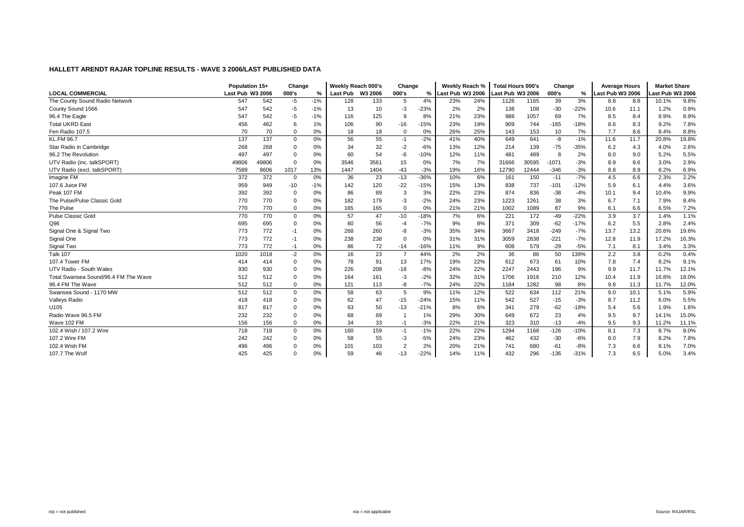# HALLETT ARENDT RAJAR TOPLINE RESULTS - WAVE 3 2006/LAST PUBLISHED DATA

| | Population 15+ | | Change | | Weekly Reach 000's | | Change | | Weekly Reach % | | Total Hours 000's | | Change | | Average Hours | | Market Share | |
|---|---|---|---|---|---|---|---|---|---|---|---|---|---|---|---|---|---|---|
| LOCAL COMMERCIAL | Last Pub | W3 2006 | 000's | % | Last Pub | W3 2006 | 000's | % | Last Pub | W3 2006 | Last Pub | W3 2006 | 000's | % | Last Pub | W3 2006 | Last Pub | W3 2006 |
| The County Sound Radio Network | 547 | 542 | -5 | -1% | 128 | 133 | 5 | 4% | 23% | 24% | 1126 | 1165 | 39 | 3% | 8.8 | 8.8 | 10.1% | 9.8% |
| County Sound 1566 | 547 | 542 | -5 | -1% | 13 | 10 | -3 | -23% | 2% | 2% | 138 | 108 | -30 | -22% | 10.6 | 11.1 | 1.2% | 0.9% |
| 96.4 The Eagle | 547 | 542 | -5 | -1% | 116 | 125 | 9 | 8% | 21% | 23% | 988 | 1057 | 69 | 7% | 8.5 | 8.4 | 8.9% | 8.9% |
| Total UKRD East | 456 | 462 | 6 | 1% | 106 | 90 | -16 | -15% | 23% | 19% | 909 | 744 | -165 | -18% | 8.6 | 8.3 | 9.2% | 7.8% |
| Fen Radio 107.5 | 70 | 70 | 0 | 0% | 18 | 18 | 0 | 0% | 26% | 25% | 143 | 153 | 10 | 7% | 7.7 | 8.6 | 8.4% | 8.8% |
| KL.FM 96.7 | 137 | 137 | 0 | 0% | 56 | 55 | -1 | -2% | 41% | 40% | 649 | 641 | -8 | -1% | 11.6 | 11.7 | 20.8% | 19.8% |
| Star Radio in Cambridge | 268 | 268 | 0 | 0% | 34 | 32 | -2 | -6% | 13% | 12% | 214 | 139 | -75 | -35% | 6.2 | 4.3 | 4.0% | 2.6% |
| 96.2 The Revolution | 497 | 497 | 0 | 0% | 60 | 54 | -6 | -10% | 12% | 11% | 481 | 489 | 8 | 2% | 8.0 | 9.0 | 5.2% | 5.5% |
| UTV Radio (inc. talkSPORT) | 49806 | 49806 | 0 | 0% | 3546 | 3561 | 15 | 0% | 7% | 7% | 31666 | 30595 | -1071 | -3% | 8.9 | 8.6 | 3.0% | 2.9% |
| UTV Radio (excl. talkSPORT) | 7589 | 8606 | 1017 | 13% | 1447 | 1404 | -43 | -3% | 19% | 16% | 12790 | 12444 | -346 | -3% | 8.8 | 8.9 | 8.2% | 6.9% |
| Imagine FM | 372 | 372 | 0 | 0% | 36 | 23 | -13 | -36% | 10% | 6% | 161 | 150 | -11 | -7% | 4.5 | 6.6 | 2.3% | 2.2% |
| 107.6 Juice FM | 959 | 949 | -10 | -1% | 142 | 120 | -22 | -15% | 15% | 13% | 838 | 737 | -101 | -12% | 5.9 | 6.1 | 4.4% | 3.6% |
| Peak 107 FM | 392 | 392 | 0 | 0% | 86 | 89 | 3 | 3% | 22% | 23% | 874 | 836 | -38 | -4% | 10.1 | 9.4 | 10.4% | 9.9% |
| The Pulse/Pulse Classic Gold | 770 | 770 | 0 | 0% | 182 | 179 | -3 | -2% | 24% | 23% | 1223 | 1261 | 38 | 3% | 6.7 | 7.1 | 7.9% | 8.4% |
| The Pulse | 770 | 770 | 0 | 0% | 165 | 165 | 0 | 0% | 21% | 21% | 1002 | 1089 | 87 | 9% | 6.1 | 6.6 | 6.5% | 7.2% |
| Pulse Classic Gold | 770 | 770 | 0 | 0% | 57 | 47 | -10 | -18% | 7% | 6% | 221 | 172 | -49 | -22% | 3.9 | 3.7 | 1.4% | 1.1% |
| Q96 | 695 | 695 | 0 | 0% | 60 | 56 | -4 | -7% | 9% | 8% | 371 | 309 | -62 | -17% | 6.2 | 5.5 | 2.8% | 2.4% |
| Signal One & Signal Two | 773 | 772 | -1 | 0% | 268 | 260 | -8 | -3% | 35% | 34% | 3667 | 3418 | -249 | -7% | 13.7 | 13.2 | 20.6% | 19.6% |
| Signal One | 773 | 772 | -1 | 0% | 238 | 238 | 0 | 0% | 31% | 31% | 3059 | 2838 | -221 | -7% | 12.8 | 11.9 | 17.2% | 16.3% |
| Signal Two | 773 | 772 | -1 | 0% | 86 | 72 | -14 | -16% | 11% | 9% | 608 | 579 | -29 | -5% | 7.1 | 8.1 | 3.4% | 3.3% |
| Talk 107 | 1020 | 1018 | -2 | 0% | 16 | 23 | 7 | 44% | 2% | 2% | 36 | 86 | 50 | 139% | 2.2 | 3.8 | 0.2% | 0.4% |
| 107.4 Tower FM | 414 | 414 | 0 | 0% | 78 | 91 | 13 | 17% | 19% | 22% | 612 | 673 | 61 | 10% | 7.8 | 7.4 | 8.2% | 9.1% |
| UTV Radio - South Wales | 930 | 930 | 0 | 0% | 226 | 208 | -18 | -8% | 24% | 22% | 2247 | 2443 | 196 | 9% | 9.9 | 11.7 | 11.7% | 12.1% |
| Total Swansea Sound/96.4 FM The Wave | 512 | 512 | 0 | 0% | 164 | 161 | -3 | -2% | 32% | 31% | 1706 | 1916 | 210 | 12% | 10.4 | 11.9 | 16.8% | 18.0% |
| 96.4 FM The Wave | 512 | 512 | 0 | 0% | 121 | 113 | -8 | -7% | 24% | 22% | 1184 | 1282 | 98 | 8% | 9.8 | 11.3 | 11.7% | 12.0% |
| Swansea Sound - 1170 MW | 512 | 512 | 0 | 0% | 58 | 63 | 5 | 9% | 11% | 12% | 522 | 634 | 112 | 21% | 9.0 | 10.1 | 5.1% | 5.9% |
| Valleys Radio | 418 | 418 | 0 | 0% | 62 | 47 | -15 | -24% | 15% | 11% | 542 | 527 | -15 | -3% | 8.7 | 11.2 | 6.0% | 5.5% |
| U105 | 817 | 817 | 0 | 0% | 63 | 50 | -13 | -21% | 8% | 6% | 341 | 279 | -62 | -18% | 5.4 | 5.6 | 1.9% | 1.6% |
| Radio Wave 96.5 FM | 232 | 232 | 0 | 0% | 68 | 69 | 1 | 1% | 29% | 30% | 649 | 672 | 23 | 4% | 9.5 | 9.7 | 14.1% | 15.0% |
| Wave 102 FM | 156 | 156 | 0 | 0% | 34 | 33 | -1 | -3% | 22% | 21% | 323 | 310 | -13 | -4% | 9.5 | 9.3 | 11.2% | 11.1% |
| 102.4 Wish / 107.2 Wire | 718 | 718 | 0 | 0% | 160 | 159 | -1 | -1% | 22% | 22% | 1294 | 1168 | -126 | -10% | 8.1 | 7.3 | 8.7% | 8.0% |
| 107.2 Wire FM | 242 | 242 | 0 | 0% | 58 | 55 | -3 | -5% | 24% | 23% | 462 | 432 | -30 | -6% | 8.0 | 7.9 | 8.2% | 7.8% |
| 102.4 Wish FM | 496 | 496 | 0 | 0% | 101 | 103 | 2 | 2% | 20% | 21% | 741 | 680 | -61 | -8% | 7.3 | 6.6 | 8.1% | 7.0% |
| 107.7 The Wolf | 425 | 425 | 0 | 0% | 59 | 46 | -13 | -22% | 14% | 11% | 432 | 296 | -136 | -31% | 7.3 | 6.5 | 5.0% | 3.4% |

n/p = not published | n/a = not applicable | Source: RAJAR/RSL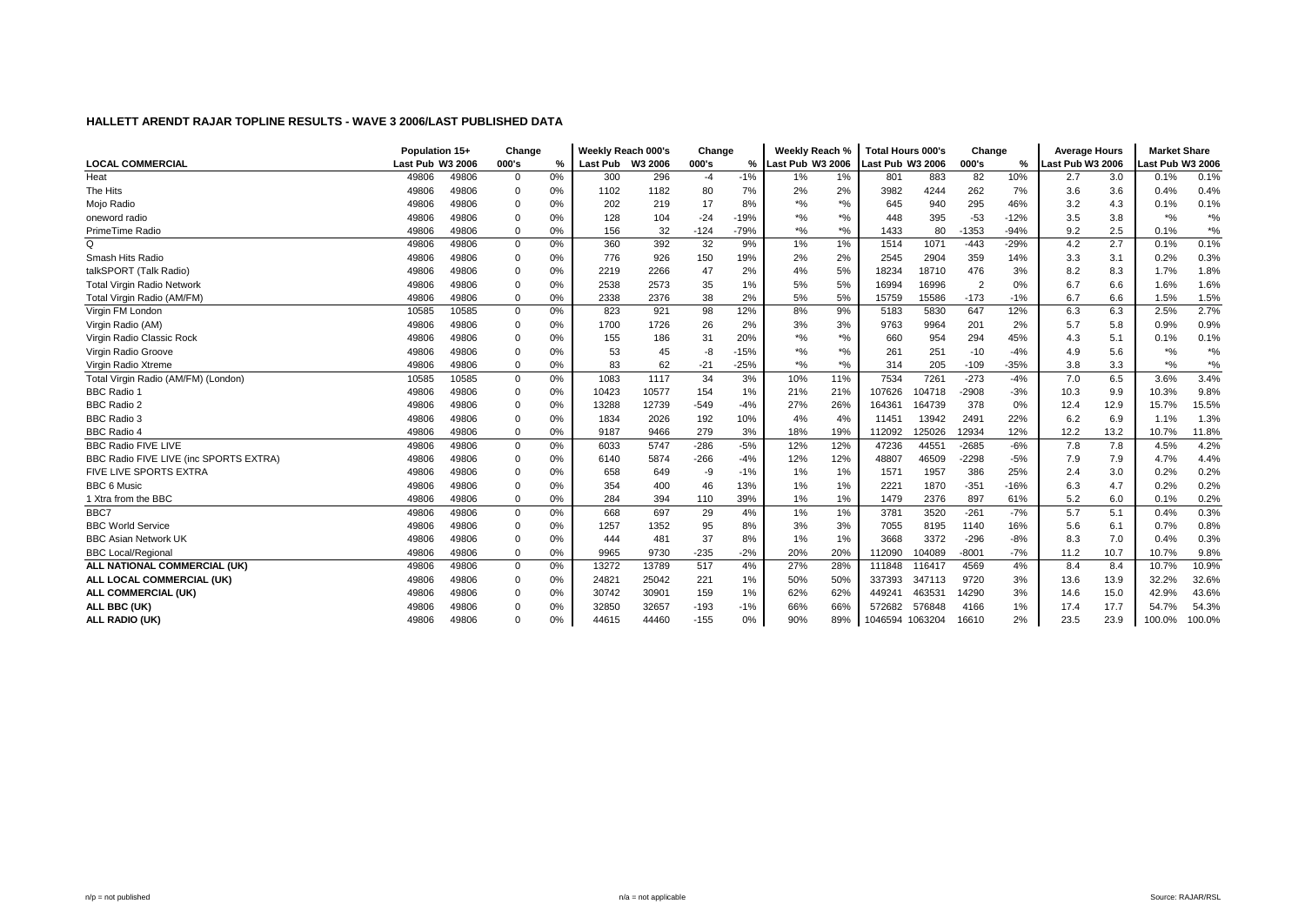### HALLETT ARENDT RAJAR TOPLINE RESULTS - WAVE 3 2006/LAST PUBLISHED DATA

| | Population 15+ | | Change | | Weekly Reach 000's | | Change | | Weekly Reach % | | Total Hours 000's | | Change | | Average Hours | | Market Share | |
|---|---|---|---|---|---|---|---|---|---|---|---|---|---|---|---|---|---|---|
| **LOCAL COMMERCIAL** | Last Pub | W3 2006 | 000's | % | Last Pub | W3 2006 | 000's | % | Last Pub | W3 2006 | Last Pub | W3 2006 | 000's | % | Last Pub | W3 2006 | Last Pub | W3 2006 |
| Heat | 49806 | 49806 | 0 | 0% | 300 | 296 | -4 | -1% | 1% | 1% | 801 | 883 | 82 | 10% | 2.7 | 3.0 | 0.1% | 0.1% |
| The Hits | 49806 | 49806 | 0 | 0% | 1102 | 1182 | 80 | 7% | 2% | 2% | 3982 | 4244 | 262 | 7% | 3.6 | 3.6 | 0.4% | 0.4% |
| Mojo Radio | 49806 | 49806 | 0 | 0% | 202 | 219 | 17 | 8% | *% | *% | 645 | 940 | 295 | 46% | 3.2 | 4.3 | 0.1% | 0.1% |
| oneword radio | 49806 | 49806 | 0 | 0% | 128 | 104 | -24 | -19% | *% | *% | 448 | 395 | -53 | -12% | 3.5 | 3.8 | *% | *% |
| PrimeTime Radio | 49806 | 49806 | 0 | 0% | 156 | 32 | -124 | -79% | *% | *% | 1433 | 80 | -1353 | -94% | 9.2 | 2.5 | 0.1% | *% |
| Q | 49806 | 49806 | 0 | 0% | 360 | 392 | 32 | 9% | 1% | 1% | 1514 | 1071 | -443 | -29% | 4.2 | 2.7 | 0.1% | 0.1% |
| Smash Hits Radio | 49806 | 49806 | 0 | 0% | 776 | 926 | 150 | 19% | 2% | 2% | 2545 | 2904 | 359 | 14% | 3.3 | 3.1 | 0.2% | 0.3% |
| talkSPORT (Talk Radio) | 49806 | 49806 | 0 | 0% | 2219 | 2266 | 47 | 2% | 4% | 5% | 18234 | 18710 | 476 | 3% | 8.2 | 8.3 | 1.7% | 1.8% |
| Total Virgin Radio Network | 49806 | 49806 | 0 | 0% | 2538 | 2573 | 35 | 1% | 5% | 5% | 16994 | 16996 | 2 | 0% | 6.7 | 6.6 | 1.6% | 1.6% |
| Total Virgin Radio (AM/FM) | 49806 | 49806 | 0 | 0% | 2338 | 2376 | 38 | 2% | 5% | 5% | 15759 | 15586 | -173 | -1% | 6.7 | 6.6 | 1.5% | 1.5% |
| Virgin FM London | 10585 | 10585 | 0 | 0% | 823 | 921 | 98 | 12% | 8% | 9% | 5183 | 5830 | 647 | 12% | 6.3 | 6.3 | 2.5% | 2.7% |
| Virgin Radio (AM) | 49806 | 49806 | 0 | 0% | 1700 | 1726 | 26 | 2% | 3% | 3% | 9763 | 9964 | 201 | 2% | 5.7 | 5.8 | 0.9% | 0.9% |
| Virgin Radio Classic Rock | 49806 | 49806 | 0 | 0% | 155 | 186 | 31 | 20% | *% | *% | 660 | 954 | 294 | 45% | 4.3 | 5.1 | 0.1% | 0.1% |
| Virgin Radio Groove | 49806 | 49806 | 0 | 0% | 53 | 45 | -8 | -15% | *% | *% | 261 | 251 | -10 | -4% | 4.9 | 5.6 | *% | *% |
| Virgin Radio Xtreme | 49806 | 49806 | 0 | 0% | 83 | 62 | -21 | -25% | *% | *% | 314 | 205 | -109 | -35% | 3.8 | 3.3 | *% | *% |
| Total Virgin Radio (AM/FM) (London) | 10585 | 10585 | 0 | 0% | 1083 | 1117 | 34 | 3% | 10% | 11% | 7534 | 7261 | -273 | -4% | 7.0 | 6.5 | 3.6% | 3.4% |
| BBC Radio 1 | 49806 | 49806 | 0 | 0% | 10423 | 10577 | 154 | 1% | 21% | 21% | 107626 | 104718 | -2908 | -3% | 10.3 | 9.9 | 10.3% | 9.8% |
| BBC Radio 2 | 49806 | 49806 | 0 | 0% | 13288 | 12739 | -549 | -4% | 27% | 26% | 164361 | 164739 | 378 | 0% | 12.4 | 12.9 | 15.7% | 15.5% |
| BBC Radio 3 | 49806 | 49806 | 0 | 0% | 1834 | 2026 | 192 | 10% | 4% | 4% | 11451 | 13942 | 2491 | 22% | 6.2 | 6.9 | 1.1% | 1.3% |
| BBC Radio 4 | 49806 | 49806 | 0 | 0% | 9187 | 9466 | 279 | 3% | 18% | 19% | 112092 | 125026 | 12934 | 12% | 12.2 | 13.2 | 10.7% | 11.8% |
| BBC Radio FIVE LIVE | 49806 | 49806 | 0 | 0% | 6033 | 5747 | -286 | -5% | 12% | 12% | 47236 | 44551 | -2685 | -6% | 7.8 | 7.8 | 4.5% | 4.2% |
| BBC Radio FIVE LIVE (inc SPORTS EXTRA) | 49806 | 49806 | 0 | 0% | 6140 | 5874 | -266 | -4% | 12% | 12% | 48807 | 46509 | -2298 | -5% | 7.9 | 7.9 | 4.7% | 4.4% |
| FIVE LIVE SPORTS EXTRA | 49806 | 49806 | 0 | 0% | 658 | 649 | -9 | -1% | 1% | 1% | 1571 | 1957 | 386 | 25% | 2.4 | 3.0 | 0.2% | 0.2% |
| BBC 6 Music | 49806 | 49806 | 0 | 0% | 354 | 400 | 46 | 13% | 1% | 1% | 2221 | 1870 | -351 | -16% | 6.3 | 4.7 | 0.2% | 0.2% |
| 1 Xtra from the BBC | 49806 | 49806 | 0 | 0% | 284 | 394 | 110 | 39% | 1% | 1% | 1479 | 2376 | 897 | 61% | 5.2 | 6.0 | 0.1% | 0.2% |
| BBC7 | 49806 | 49806 | 0 | 0% | 668 | 697 | 29 | 4% | 1% | 1% | 3781 | 3520 | -261 | -7% | 5.7 | 5.1 | 0.4% | 0.3% |
| BBC World Service | 49806 | 49806 | 0 | 0% | 1257 | 1352 | 95 | 8% | 3% | 3% | 7055 | 8195 | 1140 | 16% | 5.6 | 6.1 | 0.7% | 0.8% |
| BBC Asian Network UK | 49806 | 49806 | 0 | 0% | 444 | 481 | 37 | 8% | 1% | 1% | 3668 | 3372 | -296 | -8% | 8.3 | 7.0 | 0.4% | 0.3% |
| BBC Local/Regional | 49806 | 49806 | 0 | 0% | 9965 | 9730 | -235 | -2% | 20% | 20% | 112090 | 104089 | -8001 | -7% | 11.2 | 10.7 | 10.7% | 9.8% |
| **ALL NATIONAL COMMERCIAL (UK)** | 49806 | 49806 | 0 | 0% | 13272 | 13789 | 517 | 4% | 27% | 28% | 111848 | 116417 | 4569 | 4% | 8.4 | 8.4 | 10.7% | 10.9% |
| **ALL LOCAL COMMERCIAL (UK)** | 49806 | 49806 | 0 | 0% | 24821 | 25042 | 221 | 1% | 50% | 50% | 337393 | 347113 | 9720 | 3% | 13.6 | 13.9 | 32.2% | 32.6% |
| **ALL COMMERCIAL (UK)** | 49806 | 49806 | 0 | 0% | 30742 | 30901 | 159 | 1% | 62% | 62% | 449241 | 463531 | 14290 | 3% | 14.6 | 15.0 | 42.9% | 43.6% |
| **ALL BBC (UK)** | 49806 | 49806 | 0 | 0% | 32850 | 32657 | -193 | -1% | 66% | 66% | 572682 | 576848 | 4166 | 1% | 17.4 | 17.7 | 54.7% | 54.3% |
| **ALL RADIO (UK)** | 49806 | 49806 | 0 | 0% | 44615 | 44460 | -155 | 0% | 90% | 89% | 1046594 | 1063204 | 16610 | 2% | 23.5 | 23.9 | 100.0% | 100.0% |

n/p = not published        n/a = not applicable        Source: RAJAR/RSL